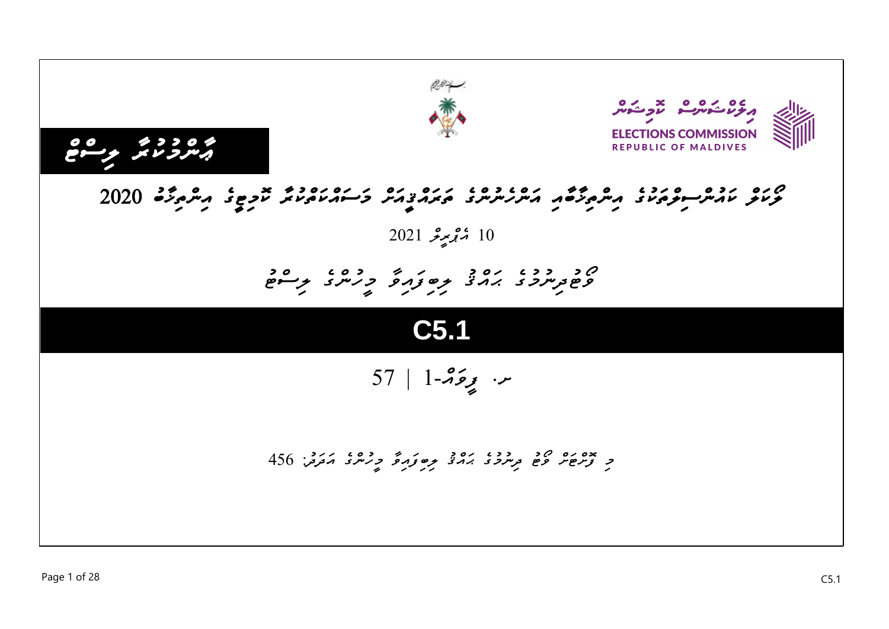# އާންމުކުރާ ލިސްޓު

އިލެކްޝަންސް ކޮމިޝަން

ELECTIONS COMMISSION
REPUBLIC OF MALDIVES

## ލޯކަލް ކައުންސިލްތަކުގެ އިންތިޚާބާއި އަންހެނުންގެ ތަރައްޤީއަށް މަސައްކަތްކުރާ ކޮމިޓީގެ އިންތިޚާބު 2020

10 އެޕްރީލް 2021

## ވޯޓުދިނުމުގެ ޙައްޤު ލިބިފައިވާ މީހުންގެ ލިސްޓު

# C5.1

ށ. ފީވައް-1 | 57

މި ބޮކްސަށް ވޯޓު ދިނުމުގެ ޙައްޤު ލިބިފައިވާ މީހުންގެ އަދަދު: 456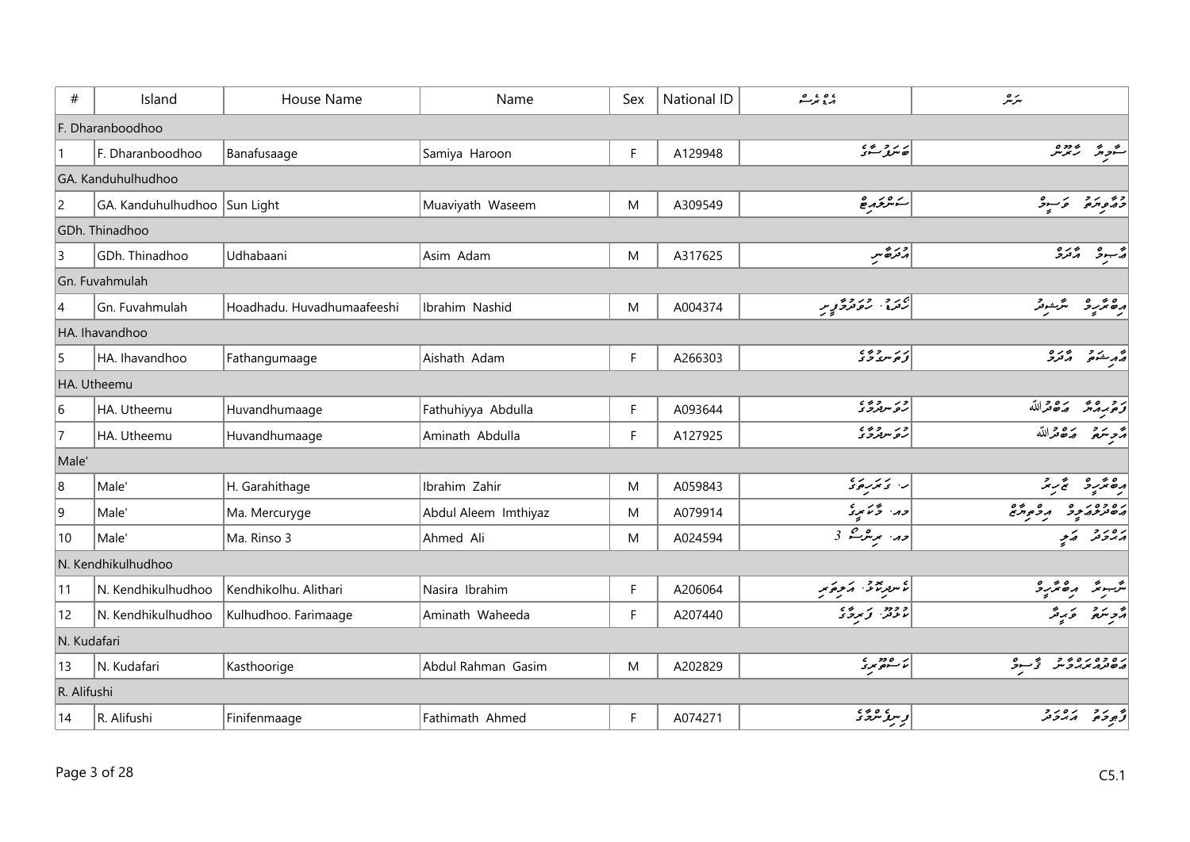| # | Island | House Name | Name | Sex | National ID | ގެއުމަން | ނަން |
|---|---|---|---|---|---|---|---|
| F. Dharanboodhoo | | | | | | | |
| 1 | F. Dharanboodhoo | Banafusaage | Samiya Haroon | F | A129948 | ބަނަފުސާގެ | ސާމިޔާ ހާރޫން |
| GA. Kanduhulhudhoo | | | | | | | |
| 2 | GA. Kanduhulhudhoo | Sun Light | Muaviyath Waseem | M | A309549 | ސަންލައިޓް | މުއާވިޔަތު ވަސީމް |
| GDh. Thinadhoo | | | | | | | |
| 3 | GDh. Thinadhoo | Udhabaani | Asim Adam | M | A317625 | އުދަބާނި | އާސިމް އާދަމް |
| Gn. Fuvahmulah | | | | | | | |
| 4 | Gn. Fuvahmulah | Hoadhadu. Huvadhumaafeeshi | Ibrahim Nashid | M | A004374 | ހޯދަޑު. ހުވަދުމާފީޝި | އިބްރާހީމް ނާޝިދު |
| HA. Ihavandhoo | | | | | | | |
| 5 | HA. Ihavandhoo | Fathangumaage | Aishath Adam | F | A266303 | ފަތަނގުމާގެ | އައިޝަތު އާދަމް |
| HA. Utheemu | | | | | | | |
| 6 | HA. Utheemu | Huvandhumaage | Fathuhiyya Abdulla | F | A093644 | ހުވަނދުމާގެ | ފަތުހިއްޔާ އަބްދުﷲ |
| 7 | HA. Utheemu | Huvandhumaage | Aminath Abdulla | F | A127925 | ހުވަނދުމާގެ | އާމިނަތު އަބްދުﷲ |
| Male' | | | | | | | |
| 8 | Male' | H. Garahithage | Ibrahim Zahir | M | A059843 | ހ. ގަރަހިތަގެ | އިބްރާހީމް ޒާހިރު |
| 9 | Male' | Ma. Mercuryge | Abdul Aleem Imthiyaz | M | A079914 | މއ. މާކަރީގެ | އަބްދުލްއަލީމް އިމްތިޔާޒް |
| 10 | Male' | Ma. Rinso 3 | Ahmed Ali | M | A024594 | މއ. ރިންސޯ 3 | އަޙްމަދު އަލި |
| N. Kendhikulhudhoo | | | | | | | |
| 11 | N. Kendhikulhudhoo | Kendhikolhu. Alithari | Nasira Ibrahim | F | A206064 | ކެނދިކޮޅު. އަލިތަރި | ނާސިރާ އިބްރާހީމް |
| 12 | N. Kendhikulhudhoo | Kulhudhoo. Farimaage | Aminath Waheeda | F | A207440 | ކުޅުދޫ. ފަރިމާގެ | އާމިނަތު ވަހީދާ |
| N. Kudafari | | | | | | | |
| 13 | N. Kudafari | Kasthoorige | Abdul Rahman Gasim | M | A202829 | ކަސްތޫރިގެ | އަބްދުއްރަޙްމާން ގާސިމް |
| R. Alifushi | | | | | | | |
| 14 | R. Alifushi | Finifenmaage | Fathimath Ahmed | F | A074271 | ފިނިފެންމާގެ | ފާތިމަތު އަޙްމަދު |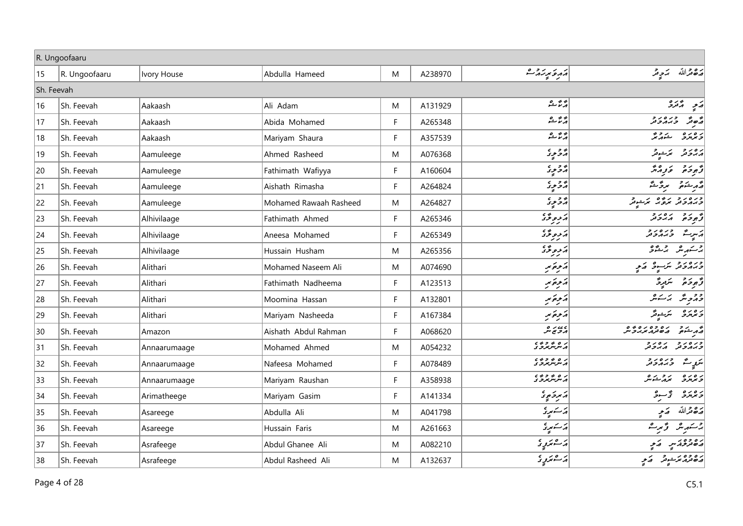| R. Ungoofaaru | | | | | | | |
|---|---|---|---|---|---|---|---|
| 15 | R. Ungoofaaru | Ivory House | Abdulla Hameed | M | A238970 | އައިވަރީހައުސް | އަބްދުﷲ ހަމީދު |
| Sh. Feevah | | | | | | | |
| 16 | Sh. Feevah | Aakaash | Ali Adam | M | A131929 | އާކާސް | އަލި އާދަމް |
| 17 | Sh. Feevah | Aakaash | Abida Mohamed | F | A265348 | އާކާސް | އާބިދާ މުޙައްމަދު |
| 18 | Sh. Feevah | Aakaash | Mariyam Shaura | F | A357539 | އާކާސް | މަރިޔަމް ޝައުރާ |
| 19 | Sh. Feevah | Aamuleege | Ahmed Rasheed | M | A076368 | އާމުލީގެ | އަޙްމަދު ރަޝީދު |
| 20 | Sh. Feevah | Aamuleege | Fathimath Wafiyya | F | A160604 | އާމުލީގެ | ފާތިމަތު ވަފިއްޔާ |
| 21 | Sh. Feevah | Aamuleege | Aishath Rimasha | F | A264824 | އާމުލީގެ | އާއިޝަތު ރިމާޝާ |
| 22 | Sh. Feevah | Aamuleege | Mohamed Rawaah Rasheed | M | A264827 | އާމުލީގެ | މުޙައްމަދު ރަވާޙް ރަޝީދު |
| 23 | Sh. Feevah | Alhivilaage | Fathimath Ahmed | F | A265346 | އަލިވިލާގެ | ފާތިމަތު އަޙްމަދު |
| 24 | Sh. Feevah | Alhivilaage | Aneesa Mohamed | F | A265349 | އަލިވިލާގެ | އަނީސާ މުޙައްމަދު |
| 25 | Sh. Feevah | Alhivilaage | Hussain Husham | M | A265356 | އަލިވިލާގެ | ޙުސައިން ހުޝާމް |
| 26 | Sh. Feevah | Alithari | Mohamed Naseem Ali | M | A074690 | އަލިތަރި | މުޙައްމަދު ނަސީމް އަލި |
| 27 | Sh. Feevah | Alithari | Fathimath Nadheema | F | A123513 | އަލިތަރި | ފާތިމަތު ނަދީމާ |
| 28 | Sh. Feevah | Alithari | Moomina Hassan | F | A132801 | އަލިތަރި | މޫމިނާ ޙަސަން |
| 29 | Sh. Feevah | Alithari | Mariyam Nasheeda | F | A167384 | އަލިތަރި | މަރިޔަމް ނަޝީދާ |
| 30 | Sh. Feevah | Amazon | Aishath Abdul Rahman | F | A068620 | އެމަޒަން | އާއިޝަތު އަބްދުއްރަޙްމާން |
| 31 | Sh. Feevah | Annaarumaage | Mohamed Ahmed | M | A054232 | އަންނާރުމާގެ | މުޙައްމަދު އަޙްމަދު |
| 32 | Sh. Feevah | Annaarumaage | Nafeesa Mohamed | F | A078489 | އަންނާރުމާގެ | ނަފީސާ މުޙައްމަދު |
| 33 | Sh. Feevah | Annaarumaage | Mariyam Raushan | F | A358938 | އަންނާރުމާގެ | މަރިޔަމް ރައުޝަން |
| 34 | Sh. Feevah | Arimatheege | Mariyam Gasim | F | A141334 | އަރިމަތީގެ | މަރިޔަމް ގާސިމް |
| 35 | Sh. Feevah | Asareege | Abdulla Ali | M | A041798 | އަސަރީގެ | އަބްދުﷲ އަލި |
| 36 | Sh. Feevah | Asareege | Hussain Faris | M | A261663 | އަސަރީގެ | ޙުސައިން ފާރިސް |
| 37 | Sh. Feevah | Asrafeege | Abdul Ghanee Ali | M | A082210 | އަސްރަފީގެ | އަބްދުލްޣަނީ އަލި |
| 38 | Sh. Feevah | Asrafeege | Abdul Rasheed Ali | M | A132637 | އަސްރަފީގެ | އަބްދުއްރަޝީދު އަލި |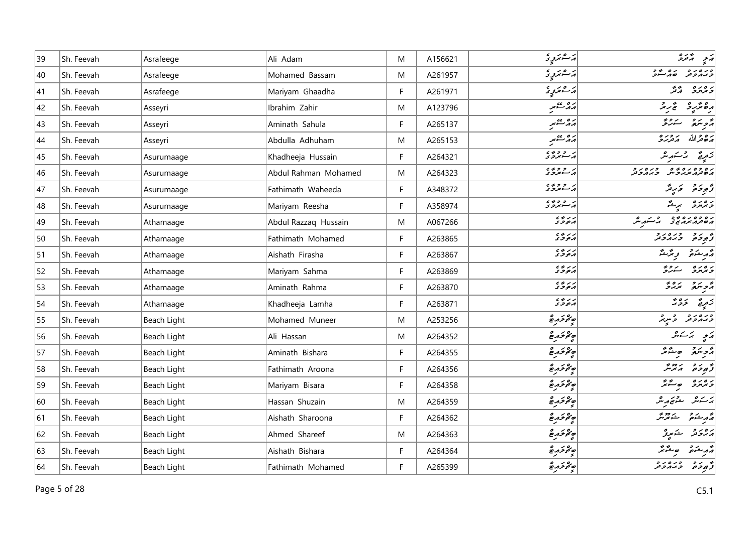| 39 | Sh. Feevah | Asrafeege | Ali Adam | M | A156621 | އަސްރަފީގެ | ޢަލީ އާދަމް |
|---|---|---|---|---|---|---|---|
| 40 | Sh. Feevah | Asrafeege | Mohamed Bassam | M | A261957 | އަސްރަފީގެ | މުޙައްމަދު ބައްސާމް |
| 41 | Sh. Feevah | Asrafeege | Mariyam Ghaadha | F | A261971 | އަސްރަފީގެ | މަރިޔަމް ޣާދާ |
| 42 | Sh. Feevah | Asseyri | Ibrahim Zahir | M | A123796 | އައްސޭރި | އިބްރާހީމް ޒާހިރު |
| 43 | Sh. Feevah | Asseyri | Aminath Sahula | F | A265137 | އައްސޭރި | އާމިނަތު ސަހުލާ |
| 44 | Sh. Feevah | Asseyri | Abdulla Adhuham | M | A265153 | އައްސޭރި | އަބްދުﷲ އަދުހަމް |
| 45 | Sh. Feevah | Asurumaage | Khadheeja Hussain | F | A264321 | އަސުރުމާގެ | ޚަދީޖާ ހުސައިން |
| 46 | Sh. Feevah | Asurumaage | Abdul Rahman Mohamed | M | A264323 | އަސުރުމާގެ | އަބްދުއްރަޙްމާން މުޙައްމަދު |
| 47 | Sh. Feevah | Asurumaage | Fathimath Waheeda | F | A348372 | އަސުރުމާގެ | ފާތިމަތު ވަޙީދާ |
| 48 | Sh. Feevah | Asurumaage | Mariyam Reesha | F | A358974 | އަސުރުމާގެ | މަރިޔަމް ރީޝާ |
| 49 | Sh. Feevah | Athamaage | Abdul Razzaq Hussain | M | A067266 | އަތަމާގެ | އަބްދުއްރައްޒާޤު ހުސައިން |
| 50 | Sh. Feevah | Athamaage | Fathimath Mohamed | F | A263865 | އަތަމާގެ | ފާތިމަތު މުޙައްމަދު |
| 51 | Sh. Feevah | Athamaage | Aishath Firasha | F | A263867 | އަތަމާގެ | އާއިޝަތު ފިރާޝާ |
| 52 | Sh. Feevah | Athamaage | Mariyam Sahma | F | A263869 | އަތަމާގެ | މަރިޔަމް ސަހުމާ |
| 53 | Sh. Feevah | Athamaage | Aminath Rahma | F | A263870 | އަތަމާގެ | އާމިނަތު ރަޙްމާ |
| 54 | Sh. Feevah | Athamaage | Khadheeja Lamha | F | A263871 | އަތަމާގެ | ޚަދީޖާ ލަމްޙާ |
| 55 | Sh. Feevah | Beach Light | Mohamed Muneer | M | A253256 | ބީޗްލައިޓް | މުޙައްމަދު މުނީރު |
| 56 | Sh. Feevah | Beach Light | Ali Hassan | M | A264352 | ބީޗްލައިޓް | ޢަލީ ޙަސަން |
| 57 | Sh. Feevah | Beach Light | Aminath Bishara | F | A264355 | ބީޗްލައިޓް | އާމިނަތު ބިޝާރާ |
| 58 | Sh. Feevah | Beach Light | Fathimath Aroona | F | A264356 | ބީޗްލައިޓް | ފާތިމަތު އަރޫނާ |
| 59 | Sh. Feevah | Beach Light | Mariyam Bisara | F | A264358 | ބީޗްލައިޓް | މަރިޔަމް ބިސާރާ |
| 60 | Sh. Feevah | Beach Light | Hassan Shuzain | M | A264359 | ބީޗްލައިޓް | ޙަސަން ޝުޒައިން |
| 61 | Sh. Feevah | Beach Light | Aishath Sharoona | F | A264362 | ބީޗްލައިޓް | އާއިޝަތު ޝަރޫނާ |
| 62 | Sh. Feevah | Beach Light | Ahmed Shareef | M | A264363 | ބީޗްލައިޓް | އަޙްމަދު ޝަރީފު |
| 63 | Sh. Feevah | Beach Light | Aishath Bishara | F | A264364 | ބީޗްލައިޓް | އާއިޝަތު ބިޝާރާ |
| 64 | Sh. Feevah | Beach Light | Fathimath Mohamed | F | A265399 | ބީޗްލައިޓް | ފާތިމަތު މުޙައްމަދު |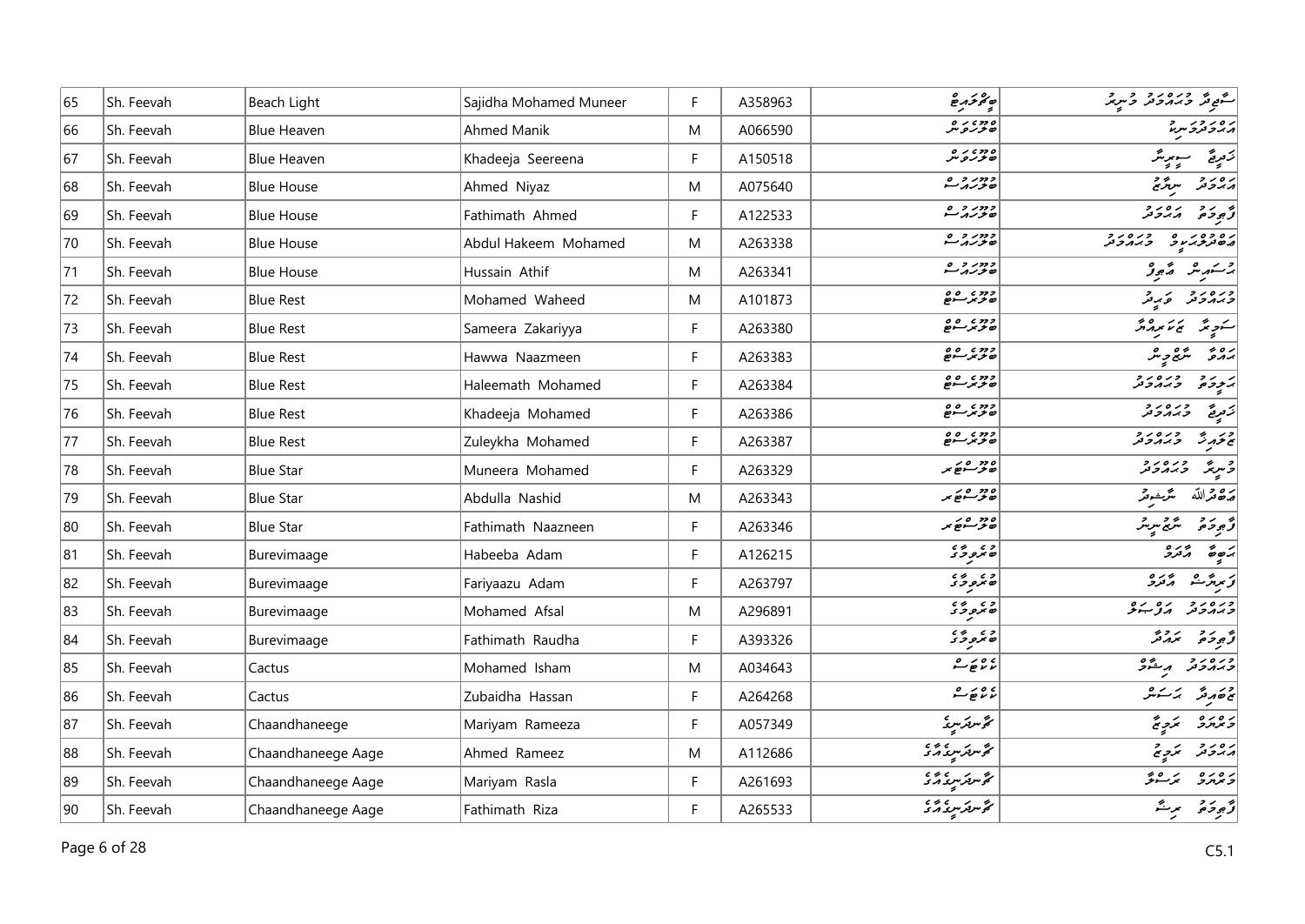| 65 | Sh. Feevah | Beach Light | Sajidha Mohamed Muneer | F | A358963 | ޫބީޗްލައިޓް | ސާޖިދާ މުޙައްމަދު މުނީރު |
|---|---|---|---|---|---|---|---|
| 66 | Sh. Feevah | Blue Heaven | Ahmed Manik | M | A066590 | ބްލޫހެވަން | އަޙްމަދުމަނިކު |
| 67 | Sh. Feevah | Blue Heaven | Khadeeja Seereena | F | A150518 | ބްލޫހެވަން | ޚަދީޖާ ސީރީނާ |
| 68 | Sh. Feevah | Blue House | Ahmed Niyaz | M | A075640 | ބްލޫހައުސް | އަޙްމަދު ނިޔާޒު |
| 69 | Sh. Feevah | Blue House | Fathimath Ahmed | F | A122533 | ބްލޫހައުސް | ފާތިމަތު އަޙްމަދު |
| 70 | Sh. Feevah | Blue House | Abdul Hakeem Mohamed | M | A263338 | ބްލޫހައުސް | އަބްދުލްޙަކީމް މުޙައްމަދު |
| 71 | Sh. Feevah | Blue House | Hussain Athif | M | A263341 | ބްލޫހައުސް | ޙުސައިން އާތިފް |
| 72 | Sh. Feevah | Blue Rest | Mohamed Waheed | M | A101873 | ބްލޫރެސްޓް | މުޙައްމަދު ވަޙީދު |
| 73 | Sh. Feevah | Blue Rest | Sameera Zakariyya | F | A263380 | ބްލޫރެސްޓް | ސަމީރާ ޒަކަރިއްޔާ |
| 74 | Sh. Feevah | Blue Rest | Hawwa Naazmeen | F | A263383 | ބްލޫރެސްޓް | ހައްވާ ނާޒްމީން |
| 75 | Sh. Feevah | Blue Rest | Haleemath Mohamed | F | A263384 | ބްލޫރެސްޓް | ހަލީމަތު މުޙައްމަދު |
| 76 | Sh. Feevah | Blue Rest | Khadeeja Mohamed | F | A263386 | ބްލޫރެސްޓް | ޚަދީޖާ މުޙައްމަދު |
| 77 | Sh. Feevah | Blue Rest | Zuleykha Mohamed | F | A263387 | ބްލޫރެސްޓް | ޒުލޭޚާ މުޙައްމަދު |
| 78 | Sh. Feevah | Blue Star | Muneera Mohamed | F | A263329 | ބްލޫސްޓަރ | މުނީރާ މުޙައްމަދު |
| 79 | Sh. Feevah | Blue Star | Abdulla Nashid | M | A263343 | ބްލޫސްޓަރ | އަބްދުﷲ ނާޝިދު |
| 80 | Sh. Feevah | Blue Star | Fathimath Naazneen | F | A263346 | ބްލޫސްޓަރ | ފާތިމަތު ނާޒްނީން |
| 81 | Sh. Feevah | Burevimaage | Habeeba Adam | F | A126215 | ބުރެވިމާގެ | ހަބީބާ އާދަމް |
| 82 | Sh. Feevah | Burevimaage | Fariyaazu Adam | F | A263797 | ބުރެވިމާގެ | ފަރިޔާޒު އާދަމް |
| 83 | Sh. Feevah | Burevimaage | Mohamed Afsal | M | A296891 | ބުރެވިމާގެ | މުޙައްމަދު އަފްސަލް |
| 84 | Sh. Feevah | Burevimaage | Fathimath Raudha | F | A393326 | ބުރެވިމާގެ | ފާތިމަތު ރައުދާ |
| 85 | Sh. Feevah | Cactus | Mohamed Isham | M | A034643 | ކެކްޓަސް | މުޙައްމަދު އިޝާމް |
| 86 | Sh. Feevah | Cactus | Zubaidha Hassan | F | A264268 | ކެކްޓަސް | ޒުބައިދާ ޙަސަން |
| 87 | Sh. Feevah | Chaandhaneege | Mariyam Rameeza | F | A057349 | ޗާނދަނީގެ | މަރިޔަމް ރަމީޒާ |
| 88 | Sh. Feevah | Chaandhaneege Aage | Ahmed Rameez | M | A112686 | ޗާނދަނީގެއާގެ | އަޙްމަދު ރަމީޒު |
| 89 | Sh. Feevah | Chaandhaneege Aage | Mariyam Rasla | F | A261693 | ޗާނދަނީގެއާގެ | މަރިޔަމް ރަސްލާ |
| 90 | Sh. Feevah | Chaandhaneege Aage | Fathimath Riza | F | A265533 | ޗާނދަނީގެއާގެ | ފާތިމަތު ރިޒާ |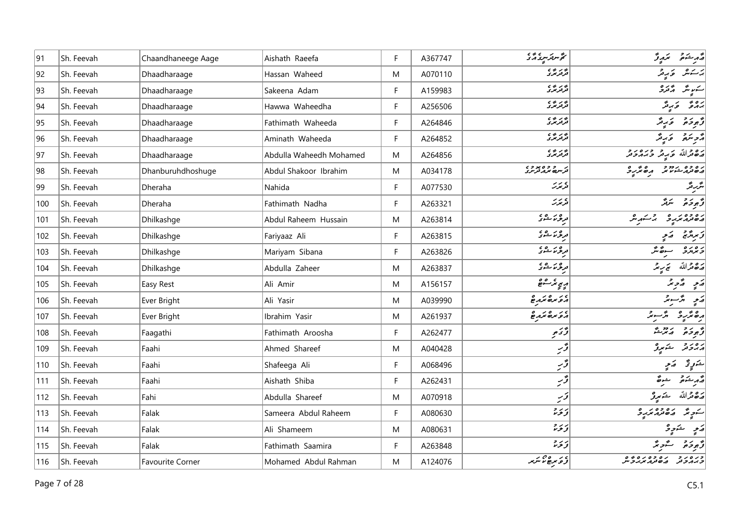| 91 | Sh. Feevah | Chaandhaneege Aage | Aishath Raeefa | F | A367747 | ޗާނދަނީގެއާގެ | އާއިޝަތު ރައީފާ |
|---|---|---|---|---|---|---|---|
| 92 | Sh. Feevah | Dhaadharaage | Hassan Waheed | M | A070110 | ދާދަރާގެ | ހަސަން ވަހީދު |
| 93 | Sh. Feevah | Dhaadharaage | Sakeena Adam | F | A159983 | ދާދަރާގެ | ސަކީނާ އާދަމް |
| 94 | Sh. Feevah | Dhaadharaage | Hawwa Waheedha | F | A256506 | ދާދަރާގެ | ހައްވާ ވަހީދާ |
| 95 | Sh. Feevah | Dhaadharaage | Fathimath Waheeda | F | A264846 | ދާދަރާގެ | ފާތިމަތު ވަހީދާ |
| 96 | Sh. Feevah | Dhaadharaage | Aminath Waheeda | F | A264852 | ދާދަރާގެ | އާމިނަތު ވަހީދާ |
| 97 | Sh. Feevah | Dhaadharaage | Abdulla Waheedh Mohamed | M | A264856 | ދާދަރާގެ | އަބްދުﷲ ވަހީދު މުޙައްމަދު |
| 98 | Sh. Feevah | Dhanburuhdhoshuge | Abdul Shakoor Ibrahim | M | A034178 | ދަނބުރުއްދޮށުގެ | އަބްދުލްޝަކޫރު އިބްރާހީމް |
| 99 | Sh. Feevah | Dheraha | Nahida | F | A077530 | ދެރަހަ | ނާހިދާ |
| 100 | Sh. Feevah | Dheraha | Fathimath Nadha | F | A263321 | ދެރަހަ | ފާތިމަތު ނަދާ |
| 101 | Sh. Feevah | Dhilkashge | Abdul Raheem Hussain | M | A263814 | ދިލްކަށްގެ | އަބްދުލްރަޙީމް ހުސައިން |
| 102 | Sh. Feevah | Dhilkashge | Fariyaaz Ali | F | A263815 | ދިލްކަށްގެ | ފަރިޔާޒް އަލި |
| 103 | Sh. Feevah | Dhilkashge | Mariyam Sibana | F | A263826 | ދިލްކަށްގެ | މަރިޔަމް ސިބާނާ |
| 104 | Sh. Feevah | Dhilkashge | Abdulla Zaheer | M | A263837 | ދިލްކަށްގެ | އަބްދުﷲ ޒަހީރު |
| 105 | Sh. Feevah | Easy Rest | Ali Amir | M | A156157 | އީޒީރެސްޓް | އަލި އާމިރު |
| 106 | Sh. Feevah | Ever Bright | Ali Yasir | M | A039990 | އެވަރބްރައިޓް | އަލި ޔާސިރު |
| 107 | Sh. Feevah | Ever Bright | Ibrahim Yasir | M | A261937 | އެވަރބްރައިޓް | އިބްރާހީމް ޔާސިރު |
| 108 | Sh. Feevah | Faagathi | Fathimath Aroosha | F | A262477 | ފާގަތި | ފާތިމަތު އަރޫޝާ |
| 109 | Sh. Feevah | Faahi | Ahmed Shareef | M | A040428 | ފާހި | އަޙްމަދު ޝަރީފް |
| 110 | Sh. Feevah | Faahi | Shafeega Ali | F | A068496 | ފާހި | ޝަފީގާ އަލި |
| 111 | Sh. Feevah | Faahi | Aishath Shiba | F | A262431 | ފާހި | އާއިޝަތު ޝިބާ |
| 112 | Sh. Feevah | Fahi | Abdulla Shareef | M | A070918 | ފަހި | އަބްދުﷲ ޝަރީފް |
| 113 | Sh. Feevah | Falak | Sameera Abdul Raheem | F | A080630 | ފަލަކް | ސަމީރާ އަބްދުލްރަޙީމް |
| 114 | Sh. Feevah | Falak | Ali Shameem | M | A080631 | ފަލަކް | އަލި ޝަމީމް |
| 115 | Sh. Feevah | Falak | Fathimath Saamira | F | A263848 | ފަލަކް | ފާތިމަތު ސާމިރާ |
| 116 | Sh. Feevah | Favourite Corner | Mohamed Abdul Rahman | M | A124076 | ފެވަރިޓްކޯނަރ | މުޙައްމަދު އަބްދުއްރަޙްމާން |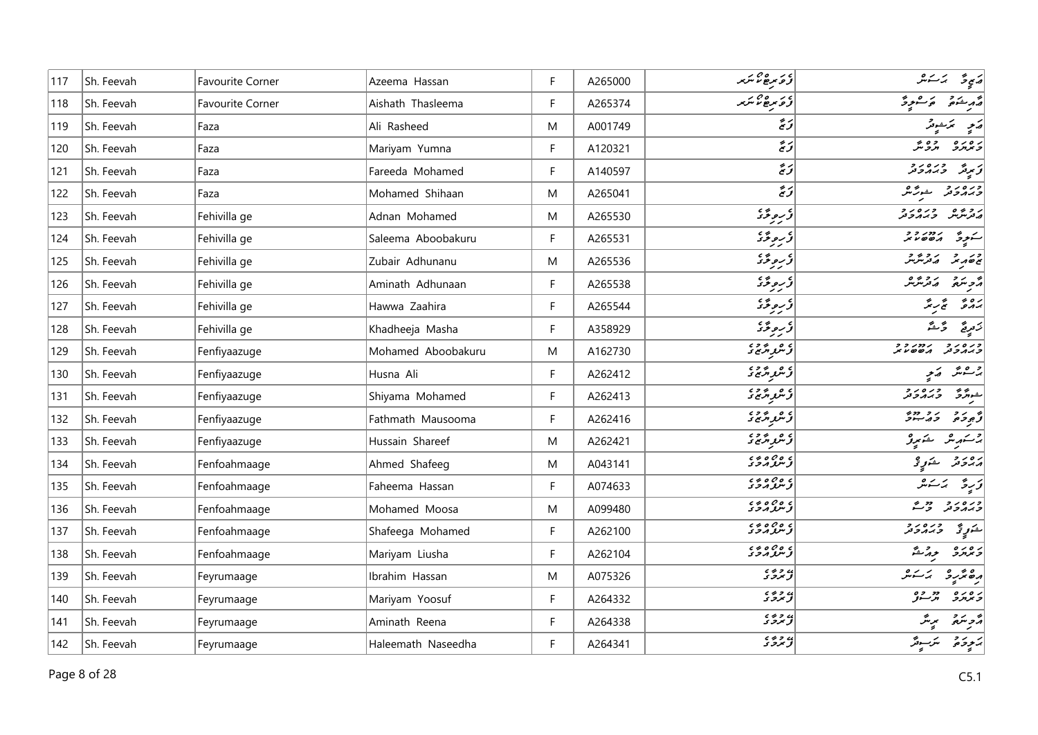| 117 | Sh. Feevah | Favourite Corner | Azeema Hassan | F | A265000 | ﯙﯦﯩﯨﯧﯦ ﯧﯨﯩ | ﺃﯩﯤ ﺑﯧﯩ |
|---|---|---|---|---|---|---|---|
| 118 | Sh. Feevah | Favourite Corner | Aishath Thasleema | F | A265374 | ﯙﯦﯩﯨﯧﯦ ﯧﯨﯩ | ﺃﯩﯦﯩ ﯩﯧﯨﯦ |
| 119 | Sh. Feevah | Faza | Ali Rasheed | M | A001749 | ﯙﯧ | ﺃﯩ ﯩﯧﯨﯩ |
| 120 | Sh. Feevah | Faza | Mariyam Yumna | F | A120321 | ﯙﯧ | ﯦﯩﯨﯧ ﯩﯧﯦ |
| 121 | Sh. Feevah | Faza | Fareeda Mohamed | F | A140597 | ﯙﯧ | ﯙﯩﯨ ﯦﯩﯨﯧﯩ |
| 122 | Sh. Feevah | Faza | Mohamed Shihaan | M | A265041 | ﯙﯧ | ﯦﯩﯨﯧﯩ ﯩﯧﯨ |
| 123 | Sh. Feevah | Fehivilla ge | Adnan Mohamed | M | A265530 | ﯙﯩﯦﯧﯨ | ﺃﯩﯨﯧ ﯦﯩﯨﯧﯩ |
| 124 | Sh. Feevah | Fehivilla ge | Saleema Aboobakuru | F | A265531 | ﯙﯩﯦﯧﯨ | ﯩﯧﯨ ﺃﯩﯨﯧﯩ |
| 125 | Sh. Feevah | Fehivilla ge | Zubair Adhunanu | M | A265536 | ﯙﯩﯦﯧﯨ | ﯩﯧﯨ ﺃﯩﯨﯧﯩ |
| 126 | Sh. Feevah | Fehivilla ge | Aminath Adhunaan | F | A265538 | ﯙﯩﯦﯧﯨ | ﺃﯩﯨﯧ ﺃﯩﯨﯧﯩ |
| 127 | Sh. Feevah | Fehivilla ge | Hawwa Zaahira | F | A265544 | ﯙﯩﯦﯧﯨ | ﯩﯧﯨ ﯩﯧﯨ |
| 128 | Sh. Feevah | Fehivilla ge | Khadheeja Masha | F | A358929 | ﯙﯩﯦﯧﯨ | ﯩﯧﯨ ﯩﯧ |
| 129 | Sh. Feevah | Fenfiyaazuge | Mohamed Aboobakuru | M | A162730 | ﯙﯩﯦﯧﯨﯩ | ﯦﯩﯨﯧﯩ ﺃﯩﯨﯧﯩ |
| 130 | Sh. Feevah | Fenfiyaazuge | Husna Ali | F | A262412 | ﯙﯩﯦﯧﯨﯩ | ﯩﯧﯨ ﺃﯩ |
| 131 | Sh. Feevah | Fenfiyaazuge | Shiyama Mohamed | F | A262413 | ﯙﯩﯦﯧﯨﯩ | ﯩﯧﯨ ﯦﯩﯨﯧﯩ |
| 132 | Sh. Feevah | Fenfiyaazuge | Fathmath Mausooma | F | A262416 | ﯙﯩﯦﯧﯨﯩ | ﯙﯩﯨﯧ ﯦﯩﯨﯧ |
| 133 | Sh. Feevah | Fenfiyaazuge | Hussain Shareef | M | A262421 | ﯙﯩﯦﯧﯨﯩ | ﯩﯧﯨﯩ ﯩﯧﯨ |
| 134 | Sh. Feevah | Fenfoahmaage | Ahmed Shafeeg | M | A043141 | ﯙﯩﯦﯧﯨﯩ | ﺃﯩﯨﯧ ﯩﯧﯨ |
| 135 | Sh. Feevah | Fenfoahmaage | Faheema Hassan | F | A074633 | ﯙﯩﯦﯧﯨﯩ | ﯙﯩﯨ ﺑﯧﯩ |
| 136 | Sh. Feevah | Fenfoahmaage | Mohamed Moosa | M | A099480 | ﯙﯩﯦﯧﯨﯩ | ﯦﯩﯨﯧﯩ ﯦﯩ |
| 137 | Sh. Feevah | Fenfoahmaage | Shafeega Mohamed | F | A262100 | ﯙﯩﯦﯧﯨﯩ | ﯩﯧﯨ ﯦﯩﯨﯧﯩ |
| 138 | Sh. Feevah | Fenfoahmaage | Mariyam Liusha | F | A262104 | ﯙﯩﯦﯧﯨﯩ | ﯦﯩﯨﯧ ﯩﯧﯨ |
| 139 | Sh. Feevah | Feyrumaage | Ibrahim Hassan | M | A075326 | ﯙﯩﯦﯧ | ﺃﯩﯨﯧﯩ ﺑﯧﯩ |
| 140 | Sh. Feevah | Feyrumaage | Mariyam Yoosuf | F | A264332 | ﯙﯩﯦﯧ | ﯦﯩﯨﯧ ﯩﯧﯨ |
| 141 | Sh. Feevah | Feyrumaage | Aminath Reena | F | A264338 | ﯙﯩﯦﯧ | ﺃﯩﯨﯧ ﯩﯧ |
| 142 | Sh. Feevah | Feyrumaage | Haleemath Naseedha | F | A264341 | ﯙﯩﯦﯧ | ﯩﯧﯨﯧ ﯩﯧﯨ |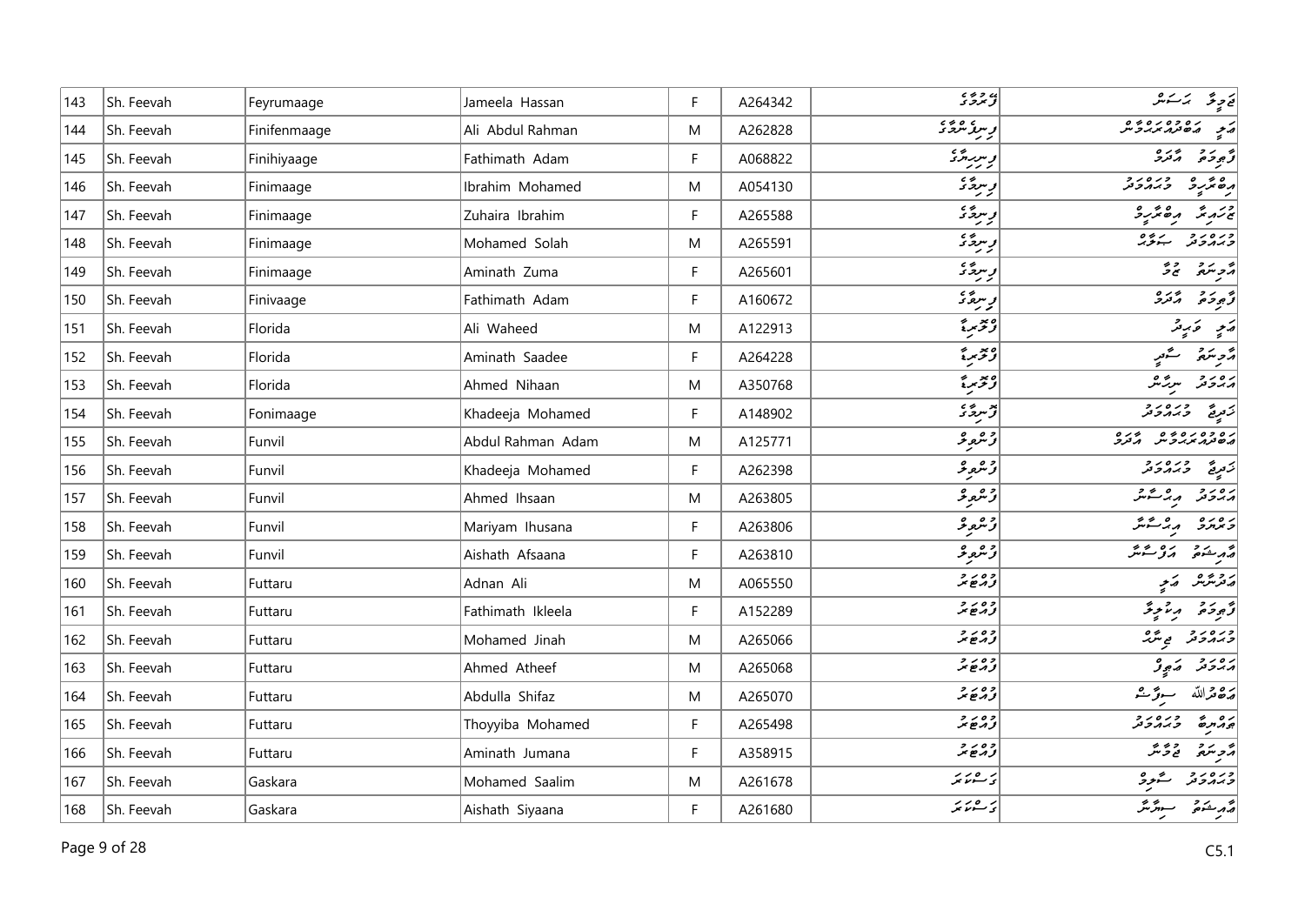| 143 | Sh. Feevah | Feyrumaage | Jameela Hassan | F | A264342 | ދޭރުމާގެ | ޖަމީލާ ޙަސަން |
|---|---|---|---|---|---|---|---|
| 144 | Sh. Feevah | Finifenmaage | Ali Abdul Rahman | M | A262828 | ފިނިފެންމާގެ | ޢަލީ ޢަބްދުއްރަޙްމާން |
| 145 | Sh. Feevah | Finihiyaage | Fathimath Adam | F | A068822 | ފިނިހިޔާގެ | ފާތިމަތު އާދަމް |
| 146 | Sh. Feevah | Finimaage | Ibrahim Mohamed | M | A054130 | ފިނިމާގެ | އިބްރާހީމް މުޙައްމަދު |
| 147 | Sh. Feevah | Finimaage | Zuhaira Ibrahim | F | A265588 | ފިނިމާގެ | ޒުހައިރާ އިބްރާހީމް |
| 148 | Sh. Feevah | Finimaage | Mohamed Solah | M | A265591 | ފިނިމާގެ | މުޙައްމަދު ސަލާޙް |
| 149 | Sh. Feevah | Finimaage | Aminath Zuma | F | A265601 | ފިނިމާގެ | އާމިނަތު ޒުމާ |
| 150 | Sh. Feevah | Finivaage | Fathimath Adam | F | A160672 | ފިނިވާގެ | ފާތިމަތު އާދަމް |
| 151 | Sh. Feevah | Florida | Ali Waheed | M | A122913 | ފްލޯރިޑާ | ޢަލީ ވަޙީދު |
| 152 | Sh. Feevah | Florida | Aminath Saadee | F | A264228 | ފްލޯރިޑާ | އާމިނަތު ސާދީ |
| 153 | Sh. Feevah | Florida | Ahmed Nihaan | M | A350768 | ފްލޯރިޑާ | އަޙްމަދު ނިހާން |
| 154 | Sh. Feevah | Fonimaage | Khadeeja Mohamed | F | A148902 | ފޮނިމާގެ | ޚަދީޖާ މުޙައްމަދު |
| 155 | Sh. Feevah | Funvil | Abdul Rahman Adam | M | A125771 | ފުންވިލް | ޢަބްދުއްރަޙްމާން އާދަމް |
| 156 | Sh. Feevah | Funvil | Khadeeja Mohamed | F | A262398 | ފުންވިލް | ޚަދީޖާ މުޙައްމަދު |
| 157 | Sh. Feevah | Funvil | Ahmed Ihsaan | M | A263805 | ފުންވިލް | އަޙްމަދު އިޙްސާން |
| 158 | Sh. Feevah | Funvil | Mariyam Ihusana | F | A263806 | ފުންވިލް | މަރިޔަމް އިހުސާނާ |
| 159 | Sh. Feevah | Funvil | Aishath Afsaana | F | A263810 | ފުންވިލް | ޢާއިޝަތު އަފްސާނާ |
| 160 | Sh. Feevah | Futtaru | Adnan Ali | M | A065550 | ފުއްޓަރު | އަދްނާން ޢަލީ |
| 161 | Sh. Feevah | Futtaru | Fathimath Ikleela | F | A152289 | ފުއްޓަރު | ފާތިމަތު އިކުލީލާ |
| 162 | Sh. Feevah | Futtaru | Mohamed Jinah | M | A265066 | ފުއްޓަރު | މުޙައްމަދު ޖިނާޙް |
| 163 | Sh. Feevah | Futtaru | Ahmed Atheef | M | A265068 | ފުއްޓަރު | އަޙްމަދު ޢަޠީފު |
| 164 | Sh. Feevah | Futtaru | Abdulla Shifaz | M | A265070 | ފުއްޓަރު | ޢަބްދުﷲ ޝިފާޒު |
| 165 | Sh. Feevah | Futtaru | Thoyyiba Mohamed | F | A265498 | ފުއްޓަރު | ޠައްޔިބާ މުޙައްމަދު |
| 166 | Sh. Feevah | Futtaru | Aminath Jumana | F | A358915 | ފުއްޓަރު | އާމިނަތު ޖުމާނާ |
| 167 | Sh. Feevah | Gaskara | Mohamed Saalim | M | A261678 | ގަސްކަރަ | މުޙައްމަދު ސާލިމް |
| 168 | Sh. Feevah | Gaskara | Aishath Siyaana | F | A261680 | ގަސްކަރަ | ޢާއިޝަތު ސިޔާނާ |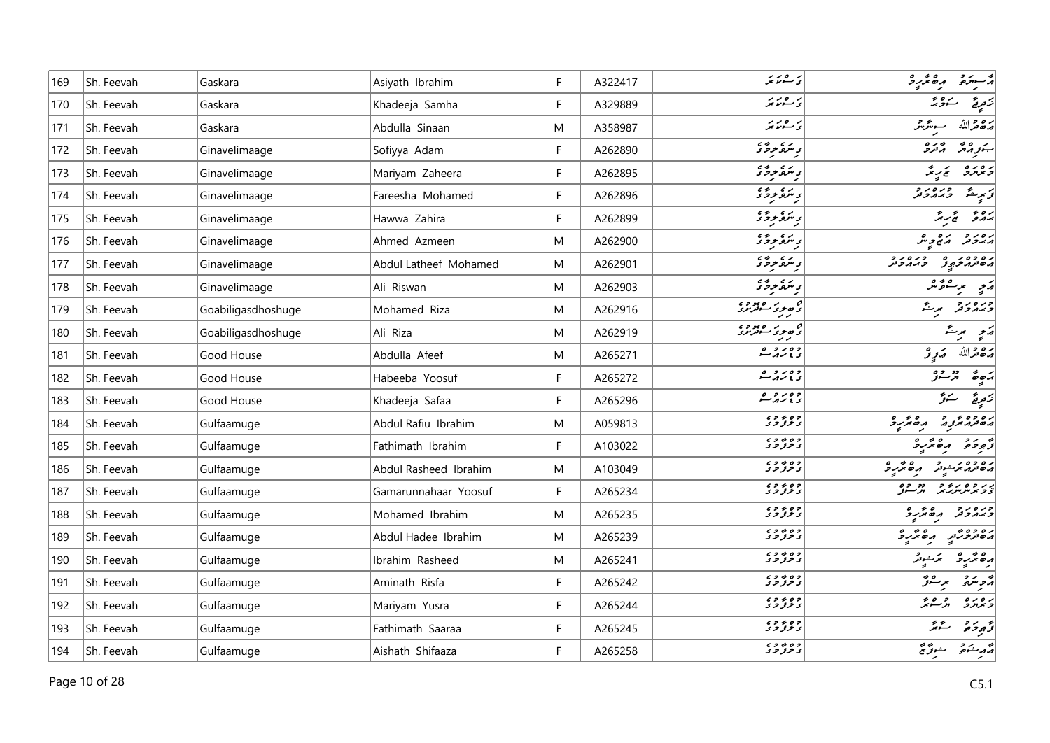| 169 | Sh. Feevah | Gaskara | Asiyath Ibrahim | F | A322417 | ގަސްކަރަ | އާސިޔަތު އިބްރާހީމް |
|---|---|---|---|---|---|---|---|
| 170 | Sh. Feevah | Gaskara | Khadeeja Samha | F | A329889 | ގަސްކަރަ | ޚަދީޖާ ސަމްހާ |
| 171 | Sh. Feevah | Gaskara | Abdulla Sinaan | M | A358987 | ގަސްކަރަ | އަބްدުﷲ ސިނާން |
| 172 | Sh. Feevah | Ginavelimaage | Sofiyya Adam | F | A262890 | ގިނަވެލިމާގެ | ސޮފިއްޔާ އާދަމް |
| 173 | Sh. Feevah | Ginavelimaage | Mariyam Zaheera | F | A262895 | ގިނަވެލިމާގެ | މަރިޔަމް ޒަހީރާ |
| 174 | Sh. Feevah | Ginavelimaage | Fareesha Mohamed | F | A262896 | ގިނަވެލިމާގެ | ފަރީޝާ މުޙައްމަދު |
| 175 | Sh. Feevah | Ginavelimaage | Hawwa Zahira | F | A262899 | ގިނަވެލިމާގެ | ޙައްވާ ޒާހިރާ |
| 176 | Sh. Feevah | Ginavelimaage | Ahmed Azmeen | M | A262900 | ގިނަވެލިމާގެ | އަޙްމަދު އަޒްމީން |
| 177 | Sh. Feevah | Ginavelimaage | Abdul Latheef Mohamed | M | A262901 | ގިނަވެލިމާގެ | އަބްދުއްލަޠީފް މުޙައްމަދު |
| 178 | Sh. Feevah | Ginavelimaage | Ali Riswan | M | A262903 | ގިނަވެލިމާގެ | އަލި ރިސްވާން |
| 179 | Sh. Feevah | Goabiligasdhoshuge | Mohamed Riza | M | A262916 | ގޯބިލިގަސްދޮށުގެ | މުޙައްމަދު ރިޟާ |
| 180 | Sh. Feevah | Goabiligasdhoshuge | Ali Riza | M | A262919 | ގޯބިލިގަސްދޮށުގެ | އަލި ރިޟާ |
| 181 | Sh. Feevah | Good House | Abdulla Afeef | M | A265271 | ގުޑްހައުސް | އަބްދުﷲ އަފީފް |
| 182 | Sh. Feevah | Good House | Habeeba Yoosuf | F | A265272 | ގުޑްހައުސް | ހަބީބާ ޔޫސުފް |
| 183 | Sh. Feevah | Good House | Khadeeja Safaa | F | A265296 | ގުޑްހައުސް | ޚަދީޖާ ސަފާ |
| 184 | Sh. Feevah | Gulfaamuge | Abdul Rafiu Ibrahim | M | A059813 | ގުލްފާމުގެ | އަބްދުއްރަފީޢު އިބްރާހީމް |
| 185 | Sh. Feevah | Gulfaamuge | Fathimath Ibrahim | F | A103022 | ގުލްފާމުގެ | ފާތިމަތު އިބްރާހީމް |
| 186 | Sh. Feevah | Gulfaamuge | Abdul Rasheed Ibrahim | M | A103049 | ގުލްފާމުގެ | އަބްދުއްރަޝީދު އިބްރާހީމް |
| 187 | Sh. Feevah | Gulfaamuge | Gamarunnahaar Yoosuf | F | A265234 | ގުލްފާމުގެ | ޤަމަރުންނަހާރު ޔޫސުފް |
| 188 | Sh. Feevah | Gulfaamuge | Mohamed Ibrahim | M | A265235 | ގުލްފާމުގެ | މުޙައްމަދު އިބްރާހީމް |
| 189 | Sh. Feevah | Gulfaamuge | Abdul Hadee Ibrahim | M | A265239 | ގުލްފާމުގެ | އަބްދުލްހާދީ އިބްރާހީމް |
| 190 | Sh. Feevah | Gulfaamuge | Ibrahim Rasheed | M | A265241 | ގުލްފާމުގެ | އިބްރާހީމް ރަޝީދު |
| 191 | Sh. Feevah | Gulfaamuge | Aminath Risfa | F | A265242 | ގުލްފާމުގެ | އާމިނަތު ރިސްފާ |
| 192 | Sh. Feevah | Gulfaamuge | Mariyam Yusra | F | A265244 | ގުލްފާމުގެ | މަރިޔަމް ޔުސްރާ |
| 193 | Sh. Feevah | Gulfaamuge | Fathimath Saaraa | F | A265245 | ގުލްފާމުގެ | ފާތިމަތު ސާރާ |
| 194 | Sh. Feevah | Gulfaamuge | Aishath Shifaaza | F | A265258 | ގުލްފާމުގެ | އާއިޝަތު ޝިފާޒާ |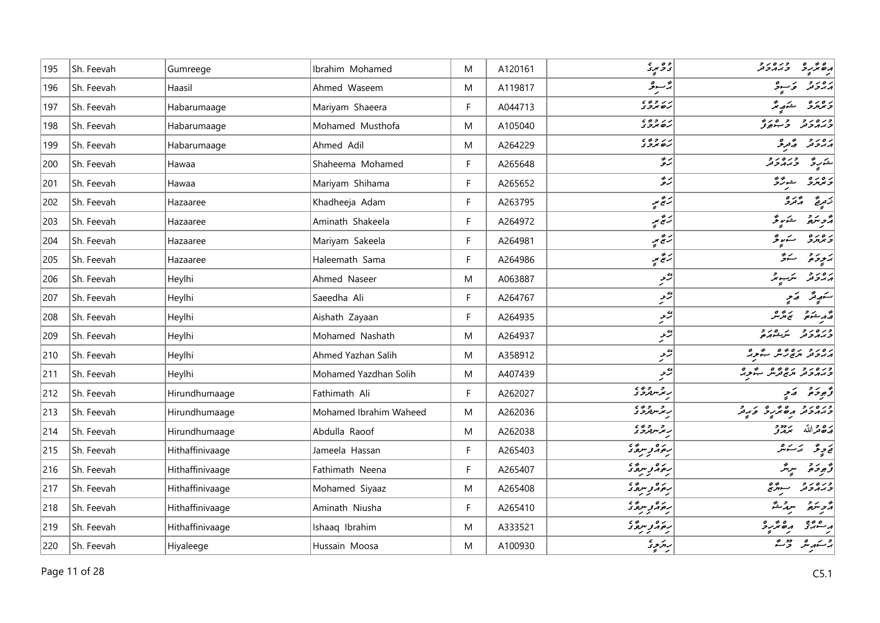| 195 | Sh. Feevah | Gumreege | Ibrahim Mohamed | M | A120161 | ގުމްރީގެ | އިބްރާހީމް މުހައްމަދު |
|---|---|---|---|---|---|---|---|
| 196 | Sh. Feevah | Haasil | Ahmed Waseem | M | A119817 | ހާސިލް | އަހްމަދު ވަސީމް |
| 197 | Sh. Feevah | Habarumaage | Mariyam Shaeera | F | A044713 | ހަބަރުމާގެ | މަރިޔަމް ޝައީރާ |
| 198 | Sh. Feevah | Habarumaage | Mohamed Musthofa | M | A105040 | ހަބަރުމާގެ | މުހައްމަދު މުސްތޮފާ |
| 199 | Sh. Feevah | Habarumaage | Ahmed Adil | M | A264229 | ހަބަރުމާގެ | އަހްމަދު އާދިލް |
| 200 | Sh. Feevah | Hawaa | Shaheema Mohamed | F | A265648 | ހަވާ | ޝަހީމާ މުހައްމަދު |
| 201 | Sh. Feevah | Hawaa | Mariyam Shihama | F | A265652 | ހަވާ | މަރިޔަމް ޝިހާމާ |
| 202 | Sh. Feevah | Hazaaree | Khadheeja Adam | F | A263795 | ހަޒާރީ | ޚަދީޖާ އާދަމް |
| 203 | Sh. Feevah | Hazaaree | Aminath Shakeela | F | A264972 | ހަޒާރީ | އާމިނަތު ޝަކީލާ |
| 204 | Sh. Feevah | Hazaaree | Mariyam Sakeela | F | A264981 | ހަޒާރީ | މަރިޔަމް ސަކީލާ |
| 205 | Sh. Feevah | Hazaaree | Haleemath Sama | F | A264986 | ހަޒާރީ | ހަލީމަތު ސަމާ |
| 206 | Sh. Feevah | Heylhi | Ahmed Naseer | M | A063887 | ހޭޅި | އަހްމަދު ނަސީރު |
| 207 | Sh. Feevah | Heylhi | Saeedha Ali | F | A264767 | ހޭޅި | ސަޢީދާ އަލި |
| 208 | Sh. Feevah | Heylhi | Aishath Zayaan | F | A264935 | ހޭޅި | އާއިޝަތު ޒަޔާން |
| 209 | Sh. Feevah | Heylhi | Mohamed Nashath | M | A264937 | ހޭޅި | މުހައްމަދު ނަޝްއަތު |
| 210 | Sh. Feevah | Heylhi | Ahmed Yazhan Salih | M | A358912 | ހޭޅި | އަހްމަދު ޔަޒްހާން ސާލިހް |
| 211 | Sh. Feevah | Heylhi | Mohamed Yazdhan Solih | M | A407439 | ހޭޅި | މުހައްމަދު ޔަޒްދާން ޞާލިޙް |
| 212 | Sh. Feevah | Hirundhumaage | Fathimath Ali | F | A262027 | ހިރުނދުމާގެ | ފާތިމަތު އަލި |
| 213 | Sh. Feevah | Hirundhumaage | Mohamed Ibrahim Waheed | M | A262036 | ހިރުނދުމާގެ | މުހައްމަދު އިބްރާހީމް ވަހީދު |
| 214 | Sh. Feevah | Hirundhumaage | Abdulla Raoof | M | A262038 | ހިރުނދުމާގެ | އަބްދުﷲ ރައޫފް |
| 215 | Sh. Feevah | Hithaffinivaage | Jameela Hassan | F | A265403 | ހިތަފިނިވާގެ | ޖަމީލާ ހަސަން |
| 216 | Sh. Feevah | Hithaffinivaage | Fathimath Neena | F | A265407 | ހިތަފިނިވާގެ | ފާތިމަތު ނީނާ |
| 217 | Sh. Feevah | Hithaffinivaage | Mohamed Siyaaz | M | A265408 | ހިތަފިނިވާގެ | މުހައްމަދު ސިޔާޒް |
| 218 | Sh. Feevah | Hithaffinivaage | Aminath Niusha | F | A265410 | ހިތަފިނިވާގެ | އާމިނަތު ނިއުޝާ |
| 219 | Sh. Feevah | Hithaffinivaage | Ishaaq Ibrahim | M | A333521 | ހިތަފިނިވާގެ | އިސްހާޤް އިބްރާހީމް |
| 220 | Sh. Feevah | Hiyaleege | Hussain Moosa | M | A100930 | ހިޔަލީގެ | ހުސައިން މޫސާ |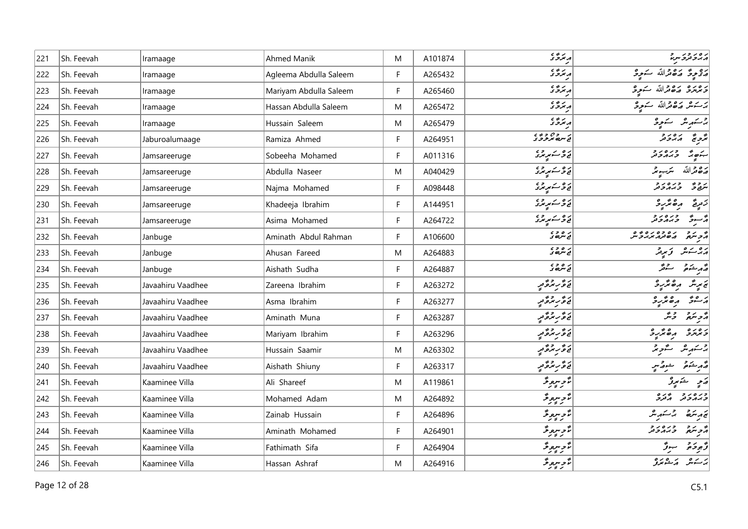| 221 | Sh. Feevah | Iramaage | Ahmed Manik | M | A101874 | ރިރަމާގެ | އަހުމަދު މަނިކު |
|---|---|---|---|---|---|---|---|
| 222 | Sh. Feevah | Iramaage | Agleema Abdulla Saleem | F | A265432 | ރިރަމާގެ | އަގްލީމާ އަބްދުﷲ ސަލީމް |
| 223 | Sh. Feevah | Iramaage | Mariyam Abdulla Saleem | F | A265460 | ރިރަމާގެ | މަރިޔަމް އަބްދުﷲ ސަލީމް |
| 224 | Sh. Feevah | Iramaage | Hassan Abdulla Saleem | M | A265472 | ރިރަމާގެ | ހަސަން އަބްދުﷲ ސަލީމް |
| 225 | Sh. Feevah | Iramaage | Hussain Saleem | M | A265479 | ރިރަމާގެ | ހުސައިން ސަލީމް |
| 226 | Sh. Feevah | Jaburoalumaage | Ramiza Ahmed | F | A264951 | ޖަބުރޯލުމާގެ | ރާމިޒާ އަހުމަދު |
| 227 | Sh. Feevah | Jamsareeruge | Sobeeha Mohamed | F | A011316 | ޖަމްސަރީރުގެ | ސަބީހާ މުހައްމަދު |
| 228 | Sh. Feevah | Jamsareeruge | Abdulla Naseer | M | A040429 | ޖަމްސަރީރުގެ | އަބްދުﷲ ނަސީރު |
| 229 | Sh. Feevah | Jamsareeruge | Najma Mohamed | F | A098448 | ޖަމްސަރީރުގެ | ނަޖްމާ މުހައްމަދު |
| 230 | Sh. Feevah | Jamsareeruge | Khadeeja Ibrahim | F | A144951 | ޖަމްސަރީރުގެ | ހަދީޖާ އިބްރާހީމް |
| 231 | Sh. Feevah | Jamsareeruge | Asima Mohamed | F | A264722 | ޖަމްސަރީރުގެ | އާސިމާ މުހައްމަދު |
| 232 | Sh. Feevah | Janbuge | Aminath Abdul Rahman | F | A106600 | ޖަންބުގެ | އާމިނަތު އަބްދުއްރަހްމާން |
| 233 | Sh. Feevah | Janbuge | Ahusan Fareed | M | A264883 | ޖަންބުގެ | އަހުސަން ފަރީދު |
| 234 | Sh. Feevah | Janbuge | Aishath Sudha | F | A264887 | ޖަންބުގެ | އާއިޝަތު ސުދާ |
| 235 | Sh. Feevah | Javaahiru Vaadhee | Zareena Ibrahim | F | A263272 | ޖަވާހިރުވާދީ | ޒަރީނާ އިބްރާހީމް |
| 236 | Sh. Feevah | Javaahiru Vaadhee | Asma Ibrahim | F | A263277 | ޖަވާހިރުވާދީ | އަސްމާ އިބްރާހީމް |
| 237 | Sh. Feevah | Javaahiru Vaadhee | Aminath Muna | F | A263287 | ޖަވާހިރުވާދީ | އާމިނަތު މުނާ |
| 238 | Sh. Feevah | Javaahiru Vaadhee | Mariyam Ibrahim | F | A263296 | ޖަވާހިރުވާދީ | މަރިޔަމް އިބްރާހީމް |
| 239 | Sh. Feevah | Javaahiru Vaadhee | Hussain Saamir | M | A263302 | ޖަވާހިރުވާދީ | ހުސައިން ސާމިރު |
| 240 | Sh. Feevah | Javaahiru Vaadhee | Aishath Shiuny | F | A263317 | ޖަވާހިރުވާދީ | އާއިޝަތު ޝިއުނީ |
| 241 | Sh. Feevah | Kaaminee Villa | Ali Shareef | M | A119861 | ކާމިނީވިލާ | އަލި ޝަރީފް |
| 242 | Sh. Feevah | Kaaminee Villa | Mohamed Adam | M | A264892 | ކާމިނީވިލާ | މުހައްމަދު އާދަމް |
| 243 | Sh. Feevah | Kaaminee Villa | Zainab Hussain | F | A264896 | ކާމިނީވިލާ | ޒައިނަބު ހުސައިން |
| 244 | Sh. Feevah | Kaaminee Villa | Aminath Mohamed | F | A264901 | ކާމިނީވިލާ | އާމިނަތު މުހައްމަދު |
| 245 | Sh. Feevah | Kaaminee Villa | Fathimath Sifa | F | A264904 | ކާމިނީވިލާ | ފާތިމަތު ސިފާ |
| 246 | Sh. Feevah | Kaaminee Villa | Hassan Ashraf | M | A264916 | ކާމިނީވިލާ | ހަސަން އަޝްރަފް |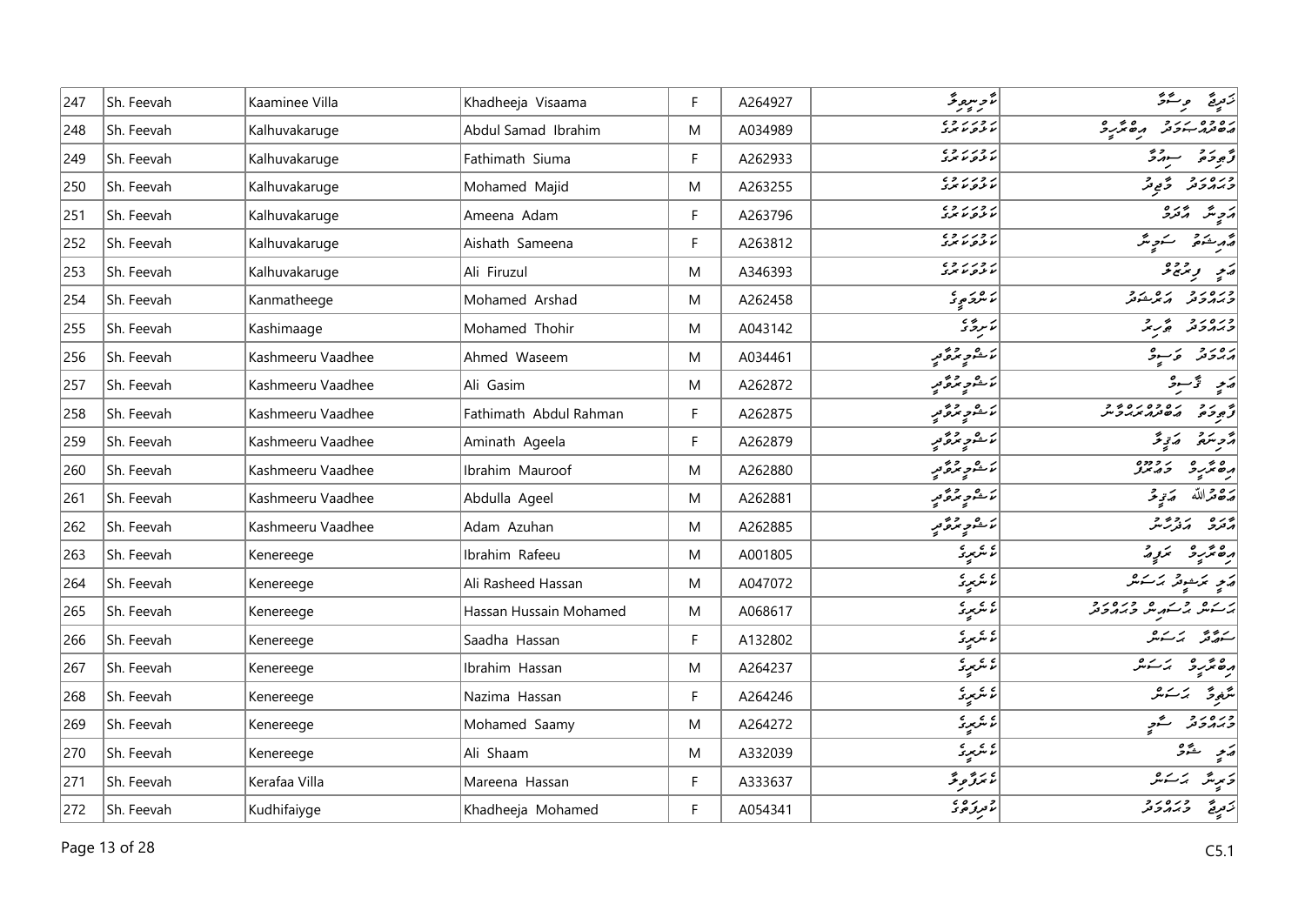| 247 | Sh. Feevah | Kaaminee Villa | Khadheeja Visaama | F | A264927 | ކާމިނީވިލާ | ޚަދީޖާ ވިސާމާ |
|---|---|---|---|---|---|---|---|
| 248 | Sh. Feevah | Kalhuvakaruge | Abdul Samad Ibrahim | M | A034989 | ކަޅުވަކަރުގެ | އަބްދުއްސަމަދު އިބްރާހީމް |
| 249 | Sh. Feevah | Kalhuvakaruge | Fathimath Siuma | F | A262933 | ކަޅުވަކަރުގެ | ފާތިމަތު ސިއުމާ |
| 250 | Sh. Feevah | Kalhuvakaruge | Mohamed Majid | M | A263255 | ކަޅުވަކަރުގެ | މުހައްމަދު މާޖިދު |
| 251 | Sh. Feevah | Kalhuvakaruge | Ameena Adam | F | A263796 | ކަޅުވަކަރުގެ | އަމީނާ އާދަމް |
| 252 | Sh. Feevah | Kalhuvakaruge | Aishath Sameena | F | A263812 | ކަޅުވަކަރުގެ | އާއިޝަތު ސަމީނާ |
| 253 | Sh. Feevah | Kalhuvakaruge | Ali Firuzul | M | A346393 | ކަޅުވަކަރުގެ | އަލި ފިރުޒުލް |
| 254 | Sh. Feevah | Kanmatheege | Mohamed Arshad | M | A262458 | ކަންމަތީގެ | މުހައްމަދު އަރުޝަދު |
| 255 | Sh. Feevah | Kashimaage | Mohamed Thohir | M | A043142 | ކަށިމާގެ | މުހައްމަދު ޠާހިރު |
| 256 | Sh. Feevah | Kashmeeru Vaadhee | Ahmed Waseem | M | A034461 | ކަޝްމީރުވާދީ | އަހްމަދު ވަސީމް |
| 257 | Sh. Feevah | Kashmeeru Vaadhee | Ali Gasim | M | A262872 | ކަޝްމީރުވާދީ | އަލި ޤާސިމް |
| 258 | Sh. Feevah | Kashmeeru Vaadhee | Fathimath Abdul Rahman | F | A262875 | ކަޝްމީރުވާދީ | ފާތިމަތު އަބްދުއްރަޙްމާން |
| 259 | Sh. Feevah | Kashmeeru Vaadhee | Aminath Ageela | F | A262879 | ކަޝްމީރުވާދީ | އާމިނަތު އަޤީލާ |
| 260 | Sh. Feevah | Kashmeeru Vaadhee | Ibrahim Mauroof | M | A262880 | ކަޝްމީރުވާދީ | އިބްރާހީމް މައުރޫފް |
| 261 | Sh. Feevah | Kashmeeru Vaadhee | Abdulla Ageel | M | A262881 | ކަޝްމީރުވާދީ | އަބްދުﷲ އަޤީލް |
| 262 | Sh. Feevah | Kashmeeru Vaadhee | Adam Azuhan | M | A262885 | ކަޝްމީރުވާދީ | އާދަމް އަޒުހާން |
| 263 | Sh. Feevah | Kenereege | Ibrahim Rafeeu | M | A001805 | ކެނެރީގެ | އިބްރާހީމް ރަފީއު |
| 264 | Sh. Feevah | Kenereege | Ali Rasheed Hassan | M | A047072 | ކެނެރީގެ | އަލި ރަޝީދު ހަސަން |
| 265 | Sh. Feevah | Kenereege | Hassan Hussain Mohamed | M | A068617 | ކެނެރީގެ | ހަސަން ހުސައިން މުހައްމަދު |
| 266 | Sh. Feevah | Kenereege | Saadha Hassan | F | A132802 | ކެނެރީގެ | ސައުދާ ހަސަން |
| 267 | Sh. Feevah | Kenereege | Ibrahim Hassan | M | A264237 | ކެނެރީގެ | އިބްރާހީމް ހަސަން |
| 268 | Sh. Feevah | Kenereege | Nazima Hassan | F | A264246 | ކެނެރީގެ | ނާޒިމާ ހަސަން |
| 269 | Sh. Feevah | Kenereege | Mohamed Saamy | M | A264272 | ކެނެރީގެ | މުހައްމަދު ސާމީ |
| 270 | Sh. Feevah | Kenereege | Ali Shaam | M | A332039 | ކެނެރީގެ | އަލި ޝާމް |
| 271 | Sh. Feevah | Kerafaa Villa | Mareena Hassan | F | A333637 | ކެރަފާވިލާ | މަރީނާ ހަސަން |
| 272 | Sh. Feevah | Kudhifaiyge | Khadheeja Mohamed | F | A054341 | ކުދިފައިގެ | ޚަދީޖާ މުހައްމަދު |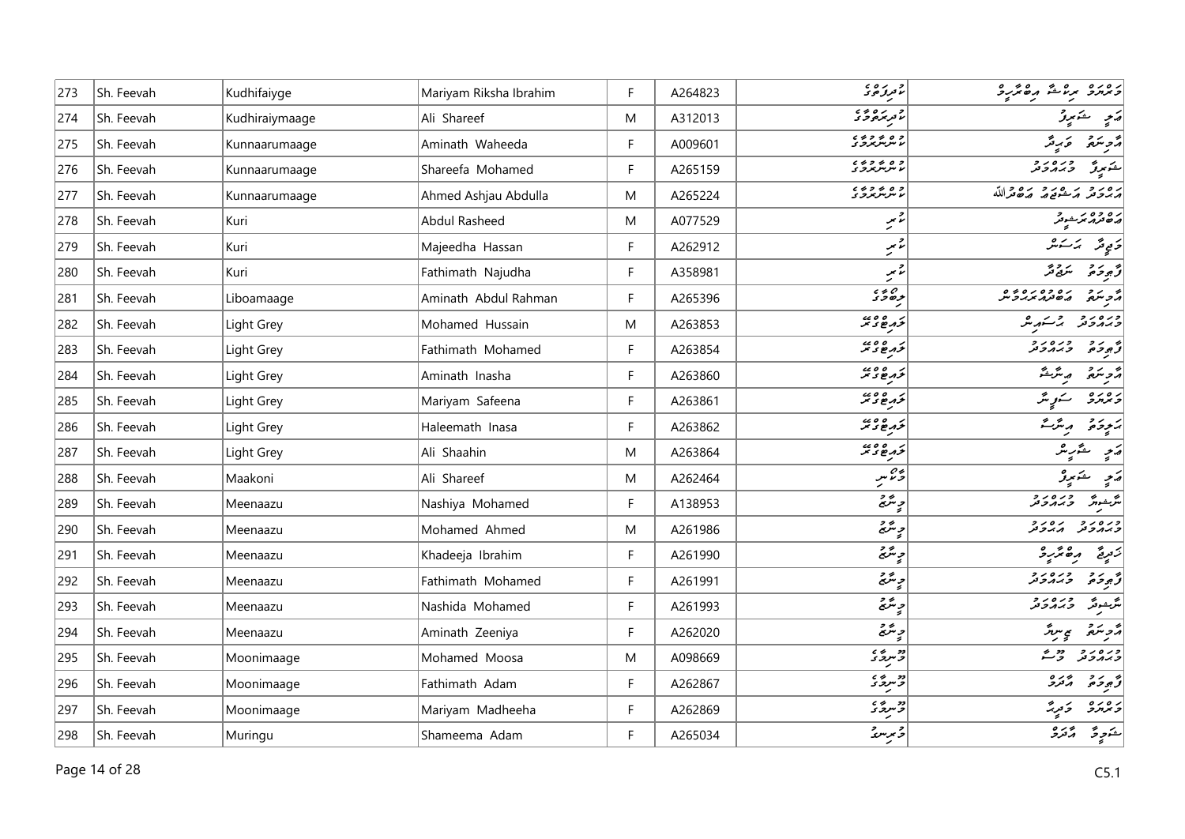| 273 | Sh. Feevah | Kudhifaiyge | Mariyam Riksha Ibrahim | F | A264823 | ކުދިފައިގެ | މަރިޔަމް ރިކްޝާ އިބްރާހީމް |
|---|---|---|---|---|---|---|---|
| 274 | Sh. Feevah | Kudhiraiymaage | Ali Shareef | M | A312013 | ކުދިރައިމާގެ | alި ޝަރީފް |
| 275 | Sh. Feevah | Kunnaarumaage | Aminath Waheeda | F | A009601 | ކުންނާރުމާގެ | އާމިނަތު ވަހީދާ |
| 276 | Sh. Feevah | Kunnaarumaage | Shareefa Mohamed | F | A265159 | ކުންނާރުމާގެ | ޝަރީފާ މުހައްމަދު |
| 277 | Sh. Feevah | Kunnaarumaage | Ahmed Ashjau Abdulla | M | A265224 | ކުންނާރުމާގެ | އަހުމަދު އަޝްޖައު އަބްދުﷲ |
| 278 | Sh. Feevah | Kuri | Abdul Rasheed | M | A077529 | ކުރި | އަބްދުއްރަޝީދު |
| 279 | Sh. Feevah | Kuri | Majeedha Hassan | F | A262912 | ކުރި | މަޖީދާ ހަސަން |
| 280 | Sh. Feevah | Kuri | Fathimath Najudha | F | A358981 | ކުރި | ފާތިމަތު ނަޖުދާ |
| 281 | Sh. Feevah | Liboamaage | Aminath Abdul Rahman | F | A265396 | ލިބޯމާގެ | އާމިނަތު އަބްދުއްރަހްމާން |
| 282 | Sh. Feevah | Light Grey | Mohamed Hussain | M | A263853 | ލައިޓްގްރޭ | މުހައްމަދު ހުސައިން |
| 283 | Sh. Feevah | Light Grey | Fathimath Mohamed | F | A263854 | ލައިޓްގްރޭ | ފާތިމަތު މުހައްމަދު |
| 284 | Sh. Feevah | Light Grey | Aminath Inasha | F | A263860 | ލައިޓްގްރޭ | އާމިނަތު އިނާޝާ |
| 285 | Sh. Feevah | Light Grey | Mariyam Safeena | F | A263861 | ލައިޓްގްރޭ | މަރިޔަމް ސަފީނާ |
| 286 | Sh. Feevah | Light Grey | Haleemath Inasa | F | A263862 | ލައިޓްގްރޭ | ހަލީމަތު އިނާސާ |
| 287 | Sh. Feevah | Light Grey | Ali Shaahin | M | A263864 | ލައިޓްގްރޭ | އަލި ޝާހިން |
| 288 | Sh. Feevah | Maakoni | Ali Shareef | M | A262464 | މާކޮނި | އަލި ޝަރީފު |
| 289 | Sh. Feevah | Meenaazu | Nashiya Mohamed | F | A138953 | މީނާޒު | ނާޝިޔާ މުހައްމަދު |
| 290 | Sh. Feevah | Meenaazu | Mohamed Ahmed | M | A261986 | މީނާޒު | މުހައްމަދު އަހުމަދު |
| 291 | Sh. Feevah | Meenaazu | Khadeeja Ibrahim | F | A261990 | މީނާޒު | ޚަދީޖާ އިބްރާހީމް |
| 292 | Sh. Feevah | Meenaazu | Fathimath Mohamed | F | A261991 | މީނާޒު | ފާތިމަތު މުހައްމަދު |
| 293 | Sh. Feevah | Meenaazu | Nashida Mohamed | F | A261993 | މީނާޒު | ނާޝިދާ މުހައްމަދު |
| 294 | Sh. Feevah | Meenaazu | Aminath Zeeniya | F | A262020 | މީނާޒު | އާމިނަތު ޒީނިޔާ |
| 295 | Sh. Feevah | Moonimaage | Mohamed Moosa | M | A098669 | މޫނިމާގެ | މުހައްމަދު މޫސާ |
| 296 | Sh. Feevah | Moonimaage | Fathimath Adam | F | A262867 | މޫނިމާގެ | ފާތިމަތު އާދަމް |
| 297 | Sh. Feevah | Moonimaage | Mariyam Madheeha | F | A262869 | މޫނިމާގެ | މަރިޔަމް މަދީހާ |
| 298 | Sh. Feevah | Muringu | Shameema Adam | F | A265034 | މުރިނގު | ޝަމީމާ އާދަމް |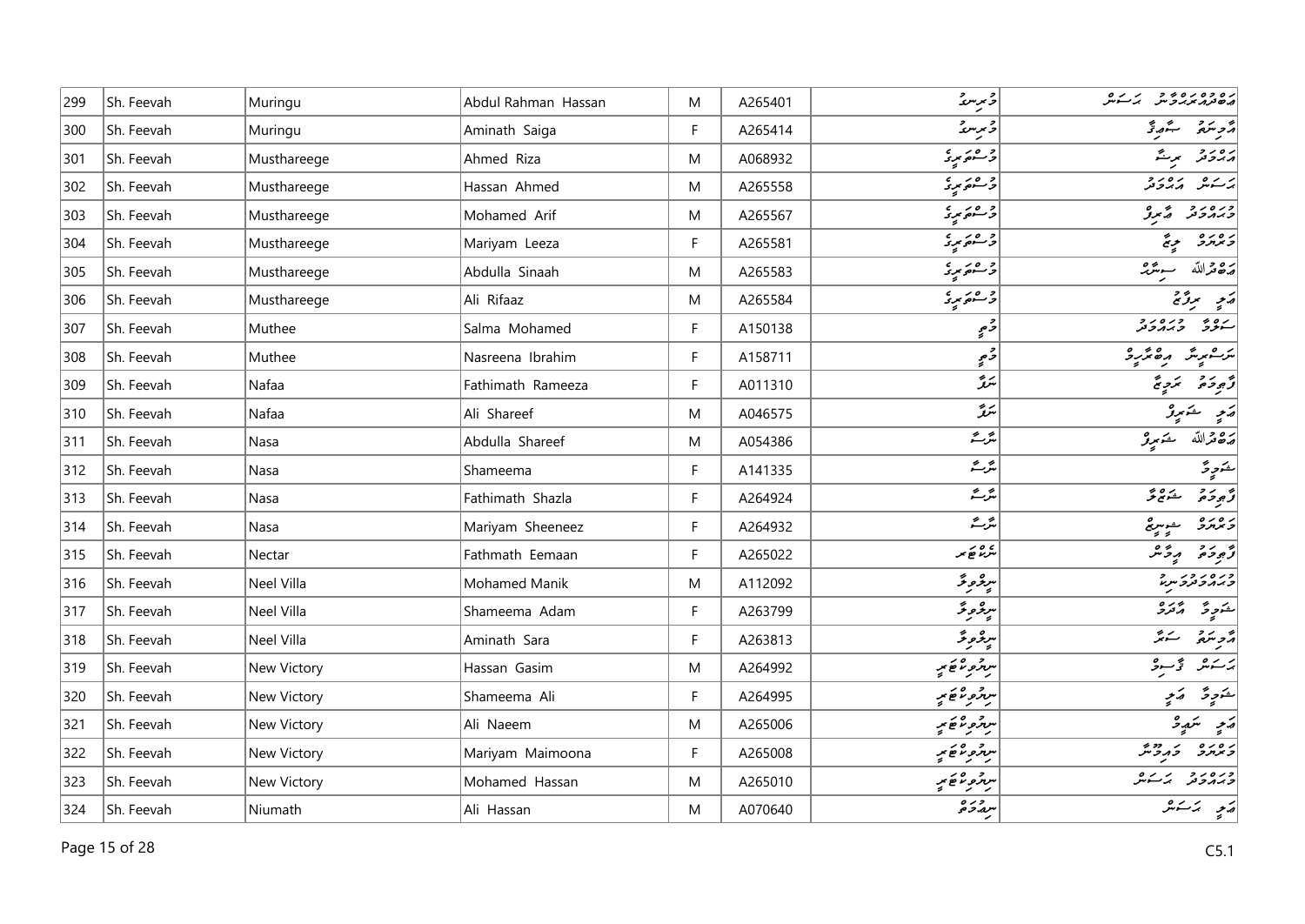| 299 | Sh. Feevah | Muringu | Abdul Rahman Hassan | M | A265401 | ورمرسر | ړەوەرەپەە برسەھ |
|---|---|---|---|---|---|---|---|
| 300 | Sh. Feevah | Muringu | Aminath Saiga | F | A265414 | ورمرسر | ړچسرچ سڅړڅ |
| 301 | Sh. Feevah | Musthareege | Ahmed Riza | M | A068932 | وسقمرد | ړەرو برسځ |
| 302 | Sh. Feevah | Musthareege | Hassan Ahmed | M | A265558 | وسقمرد | برسەش ړەرو |
| 303 | Sh. Feevah | Musthareege | Mohamed Arif | M | A265567 | وسقمرد | ورەرو ړېرو |
| 304 | Sh. Feevah | Musthareege | Mariyam Leeza | F | A265581 | وسقمرد | ورەرە ویځ |
| 305 | Sh. Feevah | Musthareege | Abdulla Sinaah | M | A265583 | وسقمرد | ړەقراللە سوسرر |
| 306 | Sh. Feevah | Musthareege | Ali Rifaaz | M | A265584 | وسقمرد | ړمو بروځ |
| 307 | Sh. Feevah | Muthee | Salma Mohamed | F | A150138 | وهو | سووڅ ورەرو |
| 308 | Sh. Feevah | Muthee | Nasreena Ibrahim | F | A158711 | وهو | سرسومرسر رەپرو |
| 309 | Sh. Feevah | Nafaa | Fathimath Rameeza | F | A011310 | سرڅ | ژوده ترویځ |
| 310 | Sh. Feevah | Nafaa | Ali Shareef | M | A046575 | سرڅ | ړمو شەمرو |
| 311 | Sh. Feevah | Nasa | Abdulla Shareef | M | A054386 | سرسه | ړەقراللە شەمرو |
| 312 | Sh. Feevah | Nasa | Shameema | F | A141335 | سرسه | شەوڅ |
| 313 | Sh. Feevah | Nasa | Fathimath Shazla | F | A264924 | سرسه | ژوده شەيوځ |
| 314 | Sh. Feevah | Nasa | Mariyam Sheeneez | F | A264932 | سرسه | ورەرە شوسرچ |
| 315 | Sh. Feevah | Nectar | Fathmath Eemaan | F | A265022 | سرەھ بر | ژوده روڅس |
| 316 | Sh. Feevah | Neel Villa | Mohamed Manik | M | A112092 | سروموڅ | ورەرورسر |
| 317 | Sh. Feevah | Neel Villa | Shameema Adam | F | A263799 | سروموڅ | شەوڅ ړترو |
| 318 | Sh. Feevah | Neel Villa | Aminath Sara | F | A263813 | سروموڅ | ړچسرچ سەيڅ |
| 319 | Sh. Feevah | New Victory | Hassan Gasim | M | A264992 | سرروړھ بر | برسەش ژسوو |
| 320 | Sh. Feevah | New Victory | Shameema Ali | F | A264995 | سرروړھ بر | شەوڅ ړمو |
| 321 | Sh. Feevah | New Victory | Ali Naeem | M | A265006 | سرروړھ بر | ړمو سرړو |
| 322 | Sh. Feevah | New Victory | Mariyam Maimoona | F | A265008 | سرروړھ بر | ورەرە ورړوسر |
| 323 | Sh. Feevah | New Victory | Mohamed Hassan | M | A265010 | سرروړھ بر | ورەرو برسەش |
| 324 | Sh. Feevah | Niumath | Ali Hassan | M | A070640 | سرړوه | ړمو برسەش |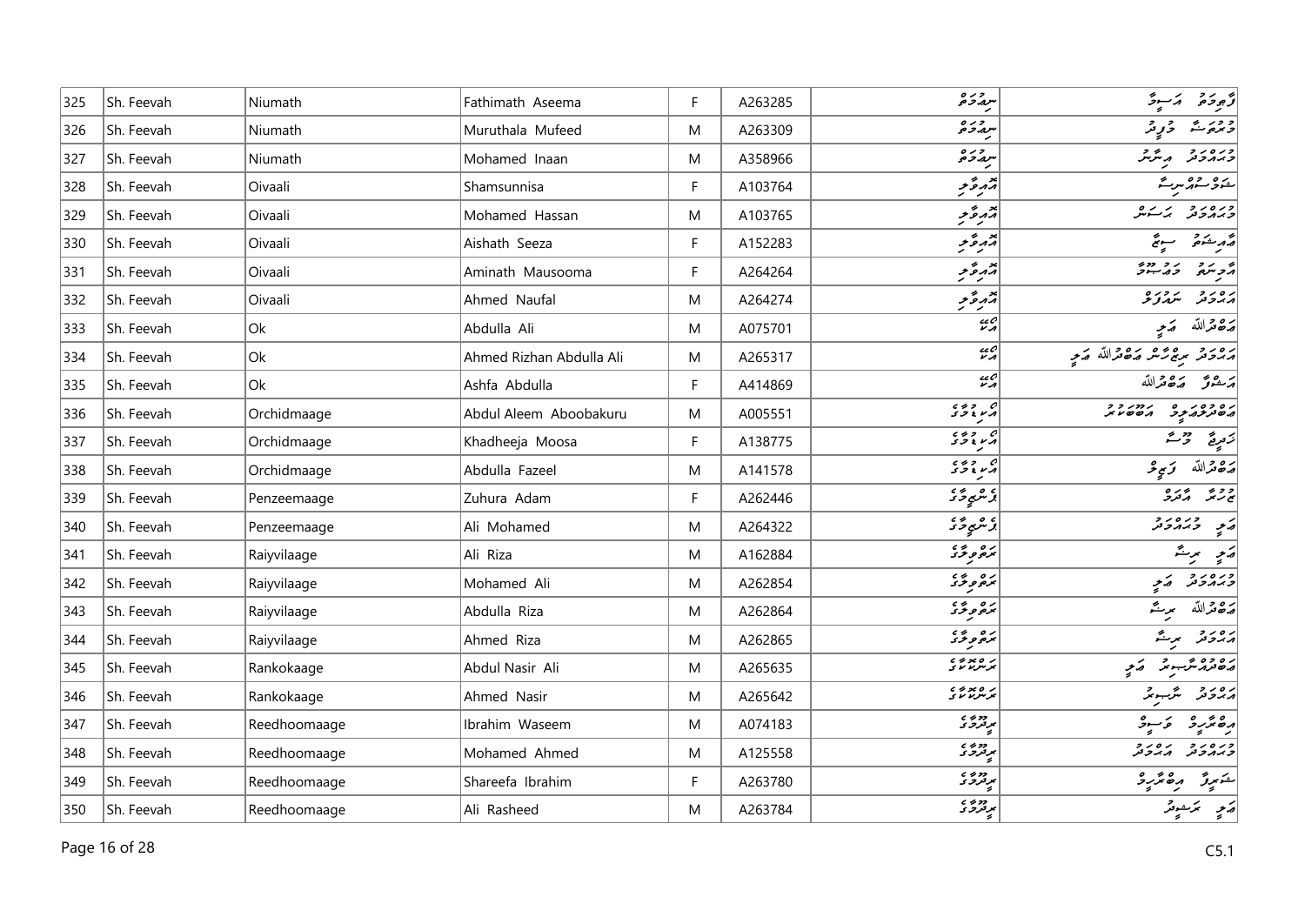| 325 | Sh. Feevah | Niumath | Fathimath Aseema | F | A263285 | سِߦުމަތު | ފާތިމަތު އަސީމާ |
|---|---|---|---|---|---|---|---|
| 326 | Sh. Feevah | Niumath | Muruthala Mufeed | M | A263309 | سِߦުމަތު | މުރުތަލާ މުފީދު |
| 327 | Sh. Feevah | Niumath | Mohamed Inaan | M | A358966 | سِߦުމަތު | މުޙައްމަދު އިނާން |
| 328 | Sh. Feevah | Oivaali | Shamsunnisa | F | A103764 | އޮއިވާލި | ޝަމްސުންނިސާ |
| 329 | Sh. Feevah | Oivaali | Mohamed Hassan | M | A103765 | އޮއިވާލި | މުޙައްމަދު ހަސަން |
| 330 | Sh. Feevah | Oivaali | Aishath Seeza | F | A152283 | އޮއިވާލި | އާއިޝަތު ސީޒާ |
| 331 | Sh. Feevah | Oivaali | Aminath Mausooma | F | A264264 | އޮއިވާލި | އާމިނަތު މައުސޫމާ |
| 332 | Sh. Feevah | Oivaali | Ahmed Naufal | M | A264274 | އޮއިވާލި | އަޙްމަދު ނައުފަލް |
| 333 | Sh. Feevah | Ok | Abdulla Ali | M | A075701 | އޯކޭ | އަބްދުﷲ އަލި |
| 334 | Sh. Feevah | Ok | Ahmed Rizhan Abdulla Ali | M | A265317 | އޯކޭ | އަޙްމަދު ރިޒްހާން އަބްދުﷲ އަލި |
| 335 | Sh. Feevah | Ok | Ashfa Abdulla | F | A414869 | އޯކޭ | އަޝްފާ އަބްދުﷲ |
| 336 | Sh. Feevah | Orchidmaage | Abdul Aleem Aboobakuru | M | A005551 | އޯކިޑްމާގެ | އަބްދުލްއަލީމް އަބޫބަކުރު |
| 337 | Sh. Feevah | Orchidmaage | Khadheeja Moosa | F | A138775 | އޯކިޑްމާގެ | ޚަދީޖާ މޫސާ |
| 338 | Sh. Feevah | Orchidmaage | Abdulla Fazeel | M | A141578 | އޯކިޑްމާގެ | އަބްދުﷲ ފަޒީލް |
| 339 | Sh. Feevah | Penzeemaage | Zuhura Adam | F | A262446 | ޕެންޒީމާގެ | ޒުހުރާ އާދަމް |
| 340 | Sh. Feevah | Penzeemaage | Ali Mohamed | M | A264322 | ޕެންޒީމާގެ | އަލި މުޙައްމަދު |
| 341 | Sh. Feevah | Raiyvilaage | Ali Riza | M | A162884 | ރައްވިލާގެ | އަލި ރިޟާ |
| 342 | Sh. Feevah | Raiyvilaage | Mohamed Ali | M | A262854 | ރައްވިލާގެ | މުޙައްމަދު އަލި |
| 343 | Sh. Feevah | Raiyvilaage | Abdulla Riza | M | A262864 | ރައްވިލާގެ | އަބްދުﷲ ރިޟާ |
| 344 | Sh. Feevah | Raiyvilaage | Ahmed Riza | M | A262865 | ރައްވިލާގެ | އަޙްމަދު ރިޟާ |
| 345 | Sh. Feevah | Rankokaage | Abdul Nasir Ali | M | A265635 | ރަންކޮކާގެ | އަބްދުލްނާޞިރު އަލި |
| 346 | Sh. Feevah | Rankokaage | Ahmed Nasir | M | A265642 | ރަންކޮކާގެ | އަޙްމަދު ނާޞިރު |
| 347 | Sh. Feevah | Reedhoomaage | Ibrahim Waseem | M | A074183 | ރީދޫމާގެ | އިބްރާހިމް ވަސީމް |
| 348 | Sh. Feevah | Reedhoomaage | Mohamed Ahmed | M | A125558 | ރީދޫމާގެ | މުޙައްމަދު އަޙްމަދު |
| 349 | Sh. Feevah | Reedhoomaage | Shareefa Ibrahim | F | A263780 | ރީދޫމާގެ | ޝަރީފާ އިބްރާހިމް |
| 350 | Sh. Feevah | Reedhoomaage | Ali Rasheed | M | A263784 | ރީދޫމާގެ | އަލި ރަޝީދު |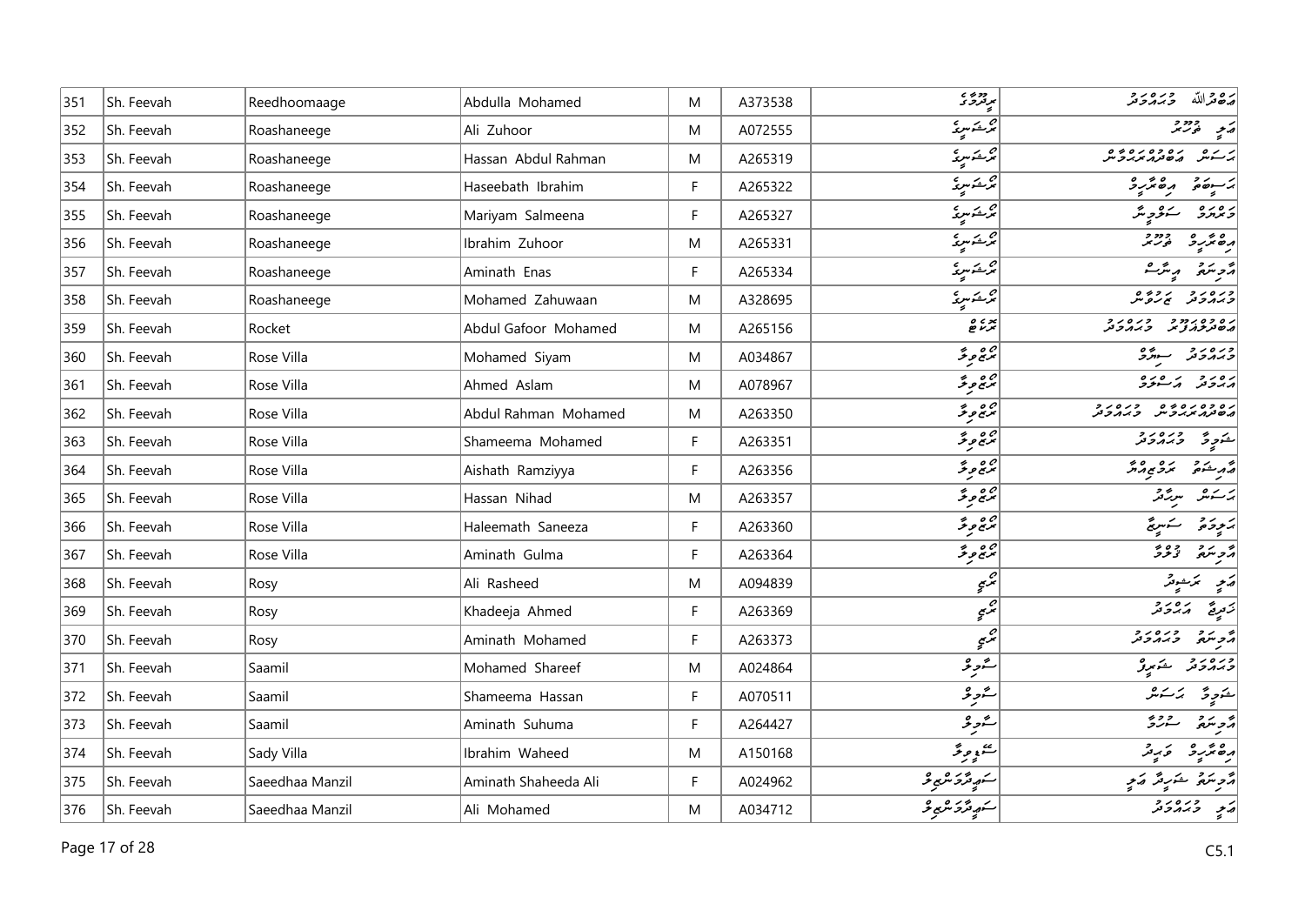| 351 | Sh. Feevah | Reedhoomaage | Abdulla Mohamed | M | A373538 | ރީދޫމާގެ | އަބްދުﷲ މުޙައްމަދު |
|---|---|---|---|---|---|---|---|
| 352 | Sh. Feevah | Roashaneege | Ali Zuhoor | M | A072555 | ރޯޝަނީގެ | އަލި ޒުހޫރު |
| 353 | Sh. Feevah | Roashaneege | Hassan Abdul Rahman | M | A265319 | ރޯޝަނީގެ | ހަސަން އަބްދުއްރަޙްމާން |
| 354 | Sh. Feevah | Roashaneege | Haseebath Ibrahim | F | A265322 | ރޯޝަނީގެ | ހަސީބަތު އިބްރާހީމް |
| 355 | Sh. Feevah | Roashaneege | Mariyam Salmeena | F | A265327 | ރޯޝަނީގެ | މަރިޔަމް ސަލްމީނާ |
| 356 | Sh. Feevah | Roashaneege | Ibrahim Zuhoor | M | A265331 | ރޯޝަނީގެ | އިބްރާހީމް ޒުހޫރު |
| 357 | Sh. Feevah | Roashaneege | Aminath Enas | F | A265334 | ރޯޝަނީގެ | އާމިނަތު އީނާސް |
| 358 | Sh. Feevah | Roashaneege | Mohamed Zahuwaan | M | A328695 | ރޯޝަނީގެ | މުޙައްމަދު ޒަހުވާން |
| 359 | Sh. Feevah | Rocket | Abdul Gafoor Mohamed | M | A265156 | ރޮކެޓް | އަބްދުލްޣަފޫރު މުޙައްމަދު |
| 360 | Sh. Feevah | Rose Villa | Mohamed Siyam | M | A034867 | ރޯޒްވިލާ | މުޙައްމަދު ސިޔާމް |
| 361 | Sh. Feevah | Rose Villa | Ahmed Aslam | M | A078967 | ރޯޒްވިލާ | އަޙްމަދު އަސްލަމް |
| 362 | Sh. Feevah | Rose Villa | Abdul Rahman Mohamed | M | A263350 | ރޯޒްވިލާ | އަބްދުއްރަޙްމާން މުޙައްމަދު |
| 363 | Sh. Feevah | Rose Villa | Shameema Mohamed | F | A263351 | ރޯޒްވިލާ | ޝަމީމާ މުޙައްމަދު |
| 364 | Sh. Feevah | Rose Villa | Aishath Ramziyya | F | A263356 | ރޯޒްވިލާ | އާއިޝަތު ރަމްޒިއްޔާ |
| 365 | Sh. Feevah | Rose Villa | Hassan Nihad | M | A263357 | ރޯޒްވިލާ | ހަސަން ނިހާދު |
| 366 | Sh. Feevah | Rose Villa | Haleemath Saneeza | F | A263360 | ރޯޒްވިލާ | ހަލީމަތު ސަނީޒާ |
| 367 | Sh. Feevah | Rose Villa | Aminath Gulma | F | A263364 | ރޯޒްވިލާ | އާމިނަތު ގުލްމާ |
| 368 | Sh. Feevah | Rosy | Ali Rasheed | M | A094839 | ރޯޒީ | އަލި ރަޝީދު |
| 369 | Sh. Feevah | Rosy | Khadeeja Ahmed | F | A263369 | ރޯޒީ | ޚަދީޖާ އަޙްމަދު |
| 370 | Sh. Feevah | Rosy | Aminath Mohamed | F | A263373 | ރޯޒީ | އާމިނަތު މުޙައްމަދު |
| 371 | Sh. Feevah | Saamil | Mohamed Shareef | M | A024864 | ސާމިލް | މުޙައްމަދު ޝަރީފް |
| 372 | Sh. Feevah | Saamil | Shameema Hassan | F | A070511 | ސާމިލް | ޝަމީމާ ހަސަން |
| 373 | Sh. Feevah | Saamil | Aminath Suhuma | F | A264427 | ސާމިލް | އާމިނަތު ސުހުމާ |
| 374 | Sh. Feevah | Sady Villa | Ibrahim Waheed | M | A150168 | ސޭޑީވިލާ | އިބްރާހީމް ވަހީދު |
| 375 | Sh. Feevah | Saeedhaa Manzil | Aminath Shaheeda Ali | F | A024962 | ސައީދާމަންޒިލް | އާމިނަތު ޝަހީދާ އަލި |
| 376 | Sh. Feevah | Saeedhaa Manzil | Ali Mohamed | M | A034712 | ސައީދާމަންޒިލް | އަލި މުޙައްމަދު |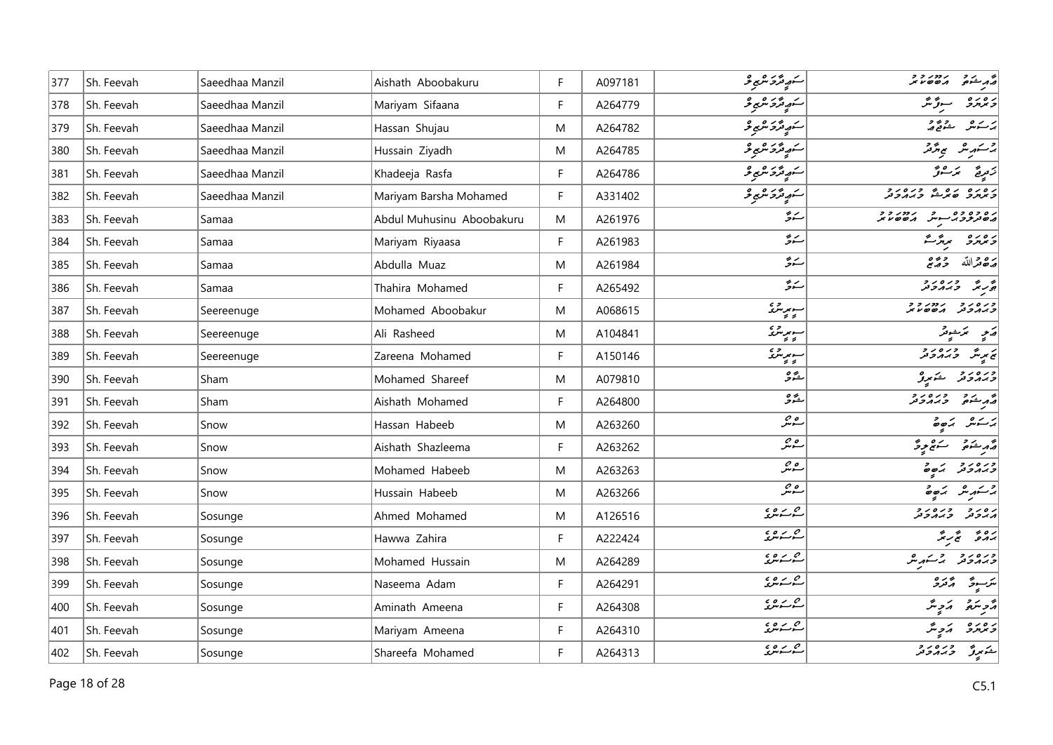| 377 | Sh. Feevah | Saeedhaa Manzil | Aishath Aboobakuru | F | A097181 | سَموِتُرَدَ سْرىج و | مَگر شَمَو مَرْحِصَا مَرْ |
|---|---|---|---|---|---|---|---|
| 378 | Sh. Feevah | Saeedhaa Manzil | Mariyam Sifaana | F | A264779 | سَموِتُرَدَ سْرىج و | وَ بْرْمَرْد سِوَرَّ سَّرْ |
| 379 | Sh. Feevah | Saeedhaa Manzil | Hassan Shujau | M | A264782 | سَموِتُرَدَ سْرىج و | بَرَ سَدَسْ شْتَوَقَ ذ |
| 380 | Sh. Feevah | Saeedhaa Manzil | Hussain Ziyadh | M | A264785 | سَموِتُرَدَ سْرىج و | بُرْ سَمَرِ سْرْ سِيْ مَرَّتُرْ |
| 381 | Sh. Feevah | Saeedhaa Manzil | Khadeeja Rasfa | F | A264786 | سَموِتُرَدَ سْرىج و | زَمْرِيْقَ بَرَ سْوَ |
| 382 | Sh. Feevah | Saeedhaa Manzil | Mariyam Barsha Mohamed | F | A331402 | سَموِتُرَدَ سْرىج و | وَ بْرْمَرْد صَ بْرْشَ وَ بَرَ مَرْدَ تْرْ |
| 383 | Sh. Feevah | Samaa | Abdul Muhusinu Aboobakuru | M | A261976 | سَوَّ | مَ صْ تْرْ وْ وْ بْرْ سِبْرْ مَرْحِصَا مَرْ |
| 384 | Sh. Feevah | Samaa | Mariyam Riyaasa | F | A261983 | سَوَّ | وَ بْرْمَرْد بِرِ مَرَّ سَّ |
| 385 | Sh. Feevah | Samaa | Abdulla Muaz | M | A261984 | سَوَّ | مَ صْ قْرُ اللّٰه وَ مَرَّ ج |
| 386 | Sh. Feevah | Samaa | Thahira Mohamed | F | A265492 | سَوَّ | جَّرِ بَرَّ وَ بَرَ مَرْدَ تْرْ |
| 387 | Sh. Feevah | Seereenuge | Mohamed Aboobakur | M | A068615 | سِوِيرِسْرَى | وَ بَرَ مَرْدَ تْرْ مَرْحِصَا مَرْ |
| 388 | Sh. Feevah | Seereenuge | Ali Rasheed | M | A104841 | سِوِيرِسْرَى | مَرَمِ بَرَ شِوِتْرْ |
| 389 | Sh. Feevah | Seereenuge | Zareena Mohamed | F | A150146 | سِوِيرِسْرَى | يَ بِرِ سَّرْ وَ بَرَ مَرْدَ تْرْ |
| 390 | Sh. Feevah | Sham | Mohamed Shareef | M | A079810 | شَرَّوْ | وَ بَرَ مَرْدَ تْرْ شَ مَرِوْ |
| 391 | Sh. Feevah | Sham | Aishath Mohamed | F | A264800 | شَرَّوْ | مَگر شَمَو وَ بَرَ مَرْدَ تْرْ |
| 392 | Sh. Feevah | Snow | Hassan Habeeb | M | A263260 | سْ سْرْ | بَرَ سَدَسْ بَرَ صِوَ |
| 393 | Sh. Feevah | Snow | Aishath Shazleema | F | A263262 | سْ سْرْ | مَگر شَمَو شَ يَحِ وِ دَّ |
| 394 | Sh. Feevah | Snow | Mohamed Habeeb | M | A263263 | سْ سْرْ | وَ بَرَ مَرْدَ تْرْ بَرَ صِوَ |
| 395 | Sh. Feevah | Snow | Hussain Habeeb | M | A263266 | سْ سْرْ | بُرْ سَمَرِ سْرْ بَرَ صِوَ |
| 396 | Sh. Feevah | Sosunge | Ahmed Mohamed | M | A126516 | سْ سَ سْرَى | مَ بْرْدَ تْرْ وَ بَرَ مَرْدَ تْرْ |
| 397 | Sh. Feevah | Sosunge | Hawwa Zahira | F | A222424 | سْ سَ سْرَى | بَرَ مَرْ وَّ يَّ رِ بَرَّ |
| 398 | Sh. Feevah | Sosunge | Mohamed Hussain | M | A264289 | سْ سَ سْرَى | وَ بَرَ مَرْدَ تْرْ بُرْ سَمَرِ سْرْ |
| 399 | Sh. Feevah | Sosunge | Naseema Adam | F | A264291 | سْ سَ سْرَى | سَرَ سِوِدَّ مَرَّ تَرَوْ |
| 400 | Sh. Feevah | Sosunge | Aminath Ameena | F | A264308 | سْ سَ سْرَى | مَرَّ وِ سَمَوْ مَرَ وِ سَّرْ |
| 401 | Sh. Feevah | Sosunge | Mariyam Ameena | F | A264310 | سْ سَ سْرَى | وَ بْرْمَرْد مَرَ وِ سَّرْ |
| 402 | Sh. Feevah | Sosunge | Shareefa Mohamed | F | A264313 | سْ سَ سْرَى | شَ مَرِوَّ وَ بَرَ مَرْدَ تْرْ |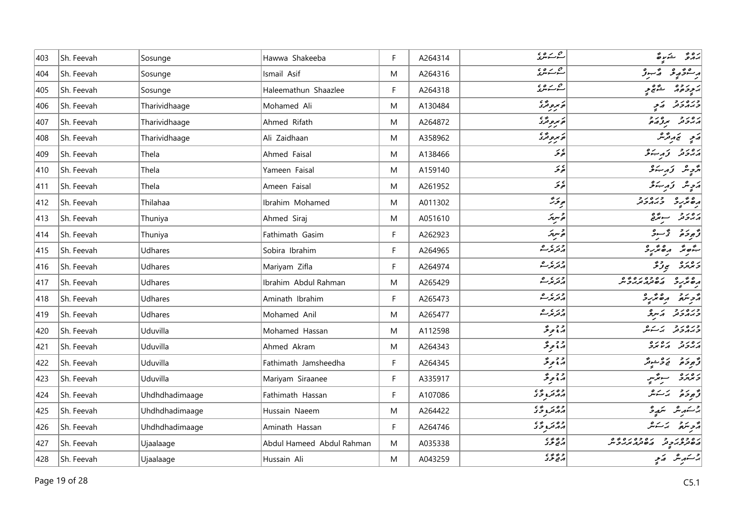| 403 | Sh. Feevah | Sosunge | Hawwa Shakeeba | F | A264314 | ސޯސަންގެ | ހައްވާ ޝަކީބާ |
|---|---|---|---|---|---|---|---|
| 404 | Sh. Feevah | Sosunge | Ismail Asif | M | A264316 | ސޯސަންގެ | އިސްމާޢީލް އާސިފް |
| 405 | Sh. Feevah | Sosunge | Haleemathun Shaazlee | F | A264318 | ސޯސަންގެ | ހަލީމަތުން ޝާޒްލީ |
| 406 | Sh. Feevah | Tharividhaage | Mohamed Ali | M | A130484 | ތަރިވިދާގެ | މުހައްމަދު އަލި |
| 407 | Sh. Feevah | Tharividhaage | Ahmed Rifath | M | A264872 | ތަރިވިދާގެ | އަހްމަދު ރިފްޢަތު |
| 408 | Sh. Feevah | Tharividhaage | Ali Zaidhaan | M | A358962 | ތަރިވިދާގެ | އަލި ޒައިދާން |
| 409 | Sh. Feevah | Thela | Ahmed Faisal | M | A138466 | ތެލަ | އަހްމަދު ފައިސަލް |
| 410 | Sh. Feevah | Thela | Yameen Faisal | M | A159140 | ތެލަ | ޔާމީން ފައިސަލް |
| 411 | Sh. Feevah | Thela | Ameen Faisal | M | A261952 | ތެލަ | އަމީން ފައިސަލް |
| 412 | Sh. Feevah | Thilahaa | Ibrahim Mohamed | M | A011302 | ތިލަހާ | އިބްރާހިމް މުހައްމަދު |
| 413 | Sh. Feevah | Thuniya | Ahmed Siraj | M | A051610 | ތުނިޔަ | އަހްމަދު ސިރާޖް |
| 414 | Sh. Feevah | Thuniya | Fathimath Gasim | F | A262923 | ތުނިޔަ | ފާތިމަތު ޤާސިމް |
| 415 | Sh. Feevah | Udhares | Sobira Ibrahim | F | A264965 | އުދަރެސް | ޞާބިރާ އިބްރާހިމް |
| 416 | Sh. Feevah | Udhares | Mariyam Zifla | F | A264974 | އުދަރެސް | މަރިޔަމް ޒިފްލާ |
| 417 | Sh. Feevah | Udhares | Ibrahim Abdul Rahman | M | A265429 | އުދަރެސް | އިބްރާހިމް އަބްދުއްރަޙްމާން |
| 418 | Sh. Feevah | Udhares | Aminath Ibrahim | F | A265473 | އުދަރެސް | އާމިނަތު އިބްރާހިމް |
| 419 | Sh. Feevah | Udhares | Mohamed Anil | M | A265477 | އުދަރެސް | މުހައްމަދު އަނިލް |
| 420 | Sh. Feevah | Uduvilla | Mohamed Hassan | M | A112598 | އުދުވިލާ | މުހައްމަދު ހަސަން |
| 421 | Sh. Feevah | Uduvilla | Ahmed Akram | M | A264343 | އުދުވިލާ | އަހްމަދު އަކްރަމް |
| 422 | Sh. Feevah | Uduvilla | Fathimath Jamsheedha | F | A264345 | އުދުވިލާ | ފާތިމަތު ޖަމްޝީދާ |
| 423 | Sh. Feevah | Uduvilla | Mariyam Siraanee | F | A335917 | އުދުވިލާ | މަރިޔަމް ސިރާނީ |
| 424 | Sh. Feevah | Uhdhdhadimaage | Fathimath Hassan | F | A107086 | އުއްދަދިމާގެ | ފާތިމަތު ހަސަން |
| 425 | Sh. Feevah | Uhdhdhadimaage | Hussain Naeem | M | A264422 | އުއްދަދިމާގެ | ހުސައިން ނަޢީމް |
| 426 | Sh. Feevah | Uhdhdhadimaage | Aminath Hassan | F | A264746 | އުއްދަދިމާގެ | އާމިނަތު ހަސަން |
| 427 | Sh. Feevah | Ujaalaage | Abdul Hameed Abdul Rahman | M | A035338 | އުޖާލާގެ | އަބްދުލްޙަމީދު އަބްދުއްރަޙްމާން |
| 428 | Sh. Feevah | Ujaalaage | Hussain Ali | M | A043259 | އުޖާލާގެ | ހުސައިން އަލި |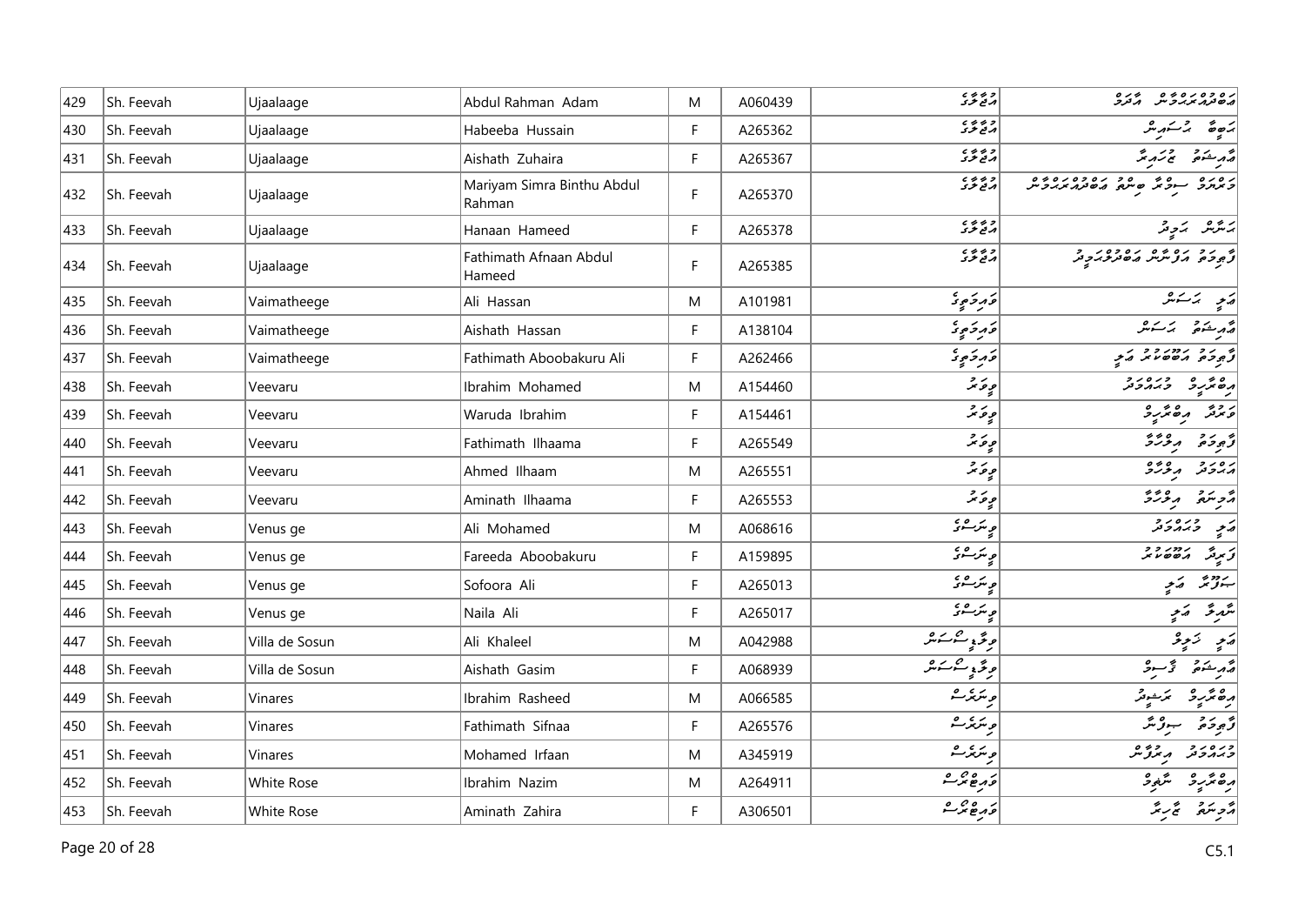| 429 | Sh. Feevah | Ujaalaage | Abdul Rahman Adam | M | A060439 | ދުޖާލާގެ | އަބްދުއްރަޙްމާން އާދަމް |
|---|---|---|---|---|---|---|---|
| 430 | Sh. Feevah | Ujaalaage | Habeeba Hussain | F | A265362 | ދުޖާލާގެ | ހަބީބާ ހުސައިން |
| 431 | Sh. Feevah | Ujaalaage | Aishath Zuhaira | F | A265367 | ދުޖާލާގެ | އައިޝަތު ޒުހައިރާ |
| 432 | Sh. Feevah | Ujaalaage | Mariyam Simra Binthu Abdul Rahman | F | A265370 | ދުޖާލާގެ | މަރިޔަމް ސިމްރާ ބިންތު އަބްދުއްރަޙްމާން |
| 433 | Sh. Feevah | Ujaalaage | Hanaan Hameed | F | A265378 | ދުޖާލާގެ | ހަނާން ހަމީދު |
| 434 | Sh. Feevah | Ujaalaage | Fathimath Afnaan Abdul Hameed | F | A265385 | ދުޖާލާގެ | ފާތިމަތު އަފްނާން އަބްދުލްޙަމީދު |
| 435 | Sh. Feevah | Vaimatheege | Ali Hassan | M | A101981 | ވައިމަތީގެ | އަލި ހަސަން |
| 436 | Sh. Feevah | Vaimatheege | Aishath Hassan | F | A138104 | ވައިމަތީގެ | އައިޝަތު ހަސަން |
| 437 | Sh. Feevah | Vaimatheege | Fathimath Aboobakuru Ali | F | A262466 | ވައިމަތީގެ | ފާތިމަތު އަބޫބަކުރު އަލި |
| 438 | Sh. Feevah | Veevaru | Ibrahim Mohamed | M | A154460 | ވީވަރު | އިބްރާހީމް މުޙައްމަދު |
| 439 | Sh. Feevah | Veevaru | Waruda Ibrahim | F | A154461 | ވީވަރު | ވަރުދާ އިބްރާހީމް |
| 440 | Sh. Feevah | Veevaru | Fathimath Ilhaama | F | A265549 | ވީވަރު | ފާތިމަތު އިލްހާމާ |
| 441 | Sh. Feevah | Veevaru | Ahmed Ilhaam | M | A265551 | ވީވަރު | އަޙްމަދު އިލްހާމް |
| 442 | Sh. Feevah | Veevaru | Aminath Ilhaama | F | A265553 | ވީވަރު | އާމިނަތު އިލްހާމާ |
| 443 | Sh. Feevah | Venus ge | Ali Mohamed | M | A068616 | ވީނަސްގެ | އަލި މުޙައްމަދު |
| 444 | Sh. Feevah | Venus ge | Fareeda Aboobakuru | F | A159895 | ވީނަސްގެ | ފަރީދާ އަބޫބަކުރު |
| 445 | Sh. Feevah | Venus ge | Sofoora Ali | F | A265013 | ވީނަސްގެ | ސަފޫރާ އަލި |
| 446 | Sh. Feevah | Venus ge | Naila Ali | F | A265017 | ވީނަސްގެ | ނާއިލާ އަލި |
| 447 | Sh. Feevah | Villa de Sosun | Ali Khaleel | M | A042988 | ވިލާޑިސޯސަން | އަލި ޚަލީލު |
| 448 | Sh. Feevah | Villa de Sosun | Aishath Gasim | F | A068939 | ވިލާޑިސޯސަން | އައިޝަތު ޤާސިމް |
| 449 | Sh. Feevah | Vinares | Ibrahim Rasheed | M | A066585 | ވިނަރެސް | އިބްރާހީމް ރަޝީދު |
| 450 | Sh. Feevah | Vinares | Fathimath Sifnaa | F | A265576 | ވިނަރެސް | ފާތިމަތު ސިފްނާ |
| 451 | Sh. Feevah | Vinares | Mohamed Irfaan | M | A345919 | ވިނަރެސް | މުޙައްމަދު އިރުފާން |
| 452 | Sh. Feevah | White Rose | Ibrahim Nazim | M | A264911 | ވައިޓްރޯސް | އިބްރާހީމް ނާޒިމް |
| 453 | Sh. Feevah | White Rose | Aminath Zahira | F | A306501 | ވައިޓްރޯސް | އާމިނަތު ޒާހިރާ |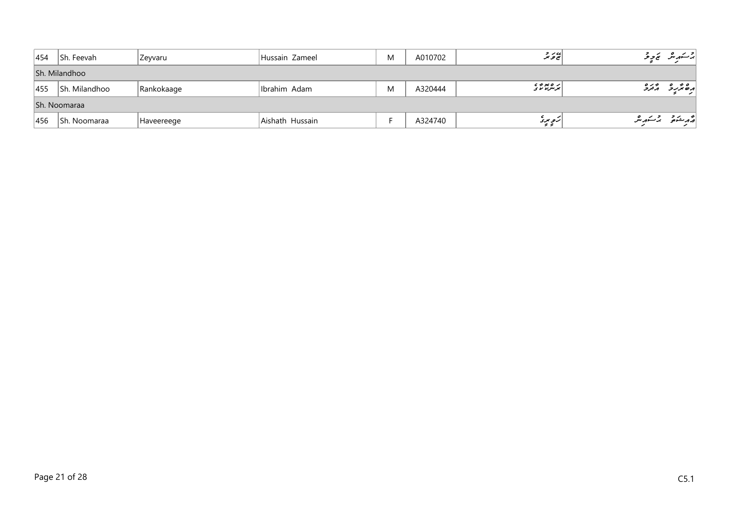| 454 | Sh. Feevah | Zeyvaru | Hussain Zameel | M | A010702 | ޒޭވަރު | ހުސައިން ޒަމީލް |
|---|---|---|---|---|---|---|---|
| Sh. Milandhoo | | | | | | | |
| 455 | Sh. Milandhoo | Rankokaage | Ibrahim Adam | M | A320444 | ރަންކޮކާގެ | އިބްރާހިމް އާދަމް |
| Sh. Noomaraa | | | | | | | |
| 456 | Sh. Noomaraa | Haveereege | Aishath Hussain | F | A324740 | ހަވީރީގެ | އައިޝަތު ހުސައިން |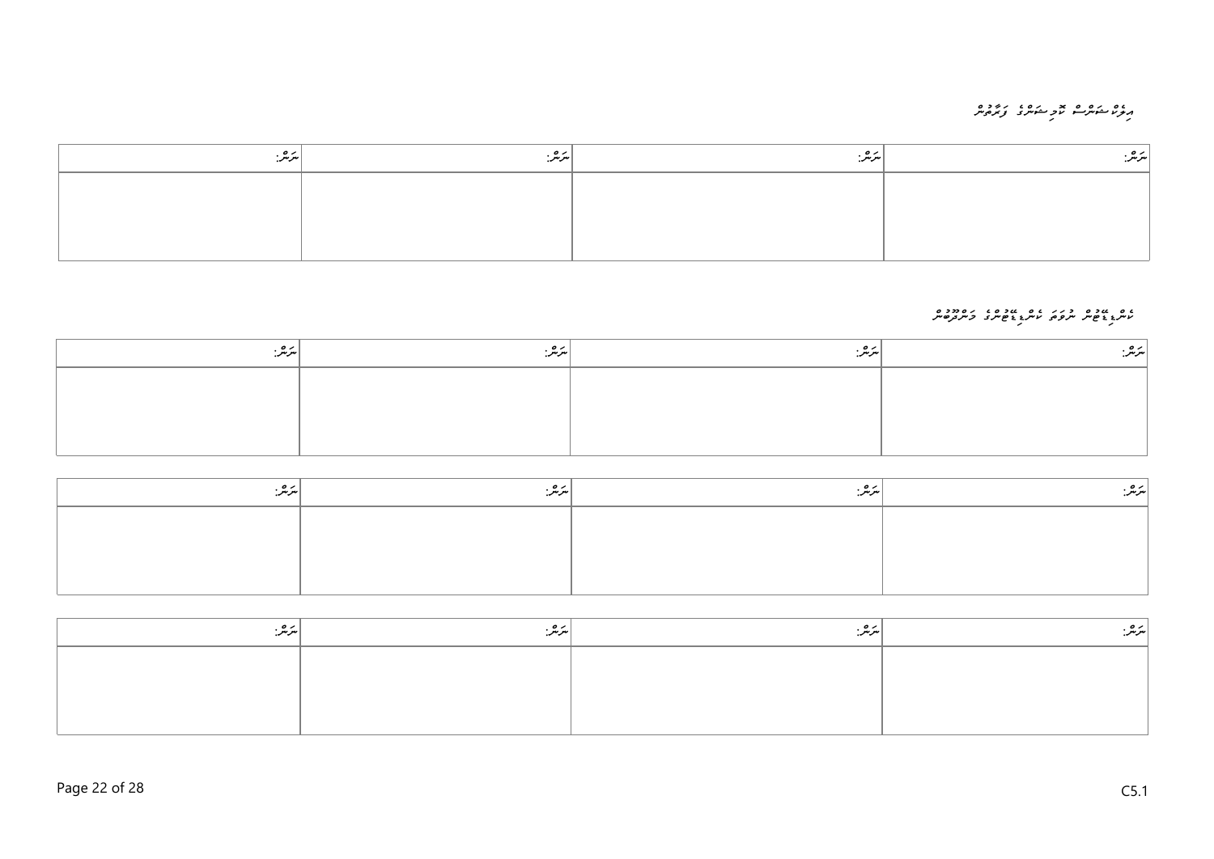# ދިވެހިރާއްޖޭގެ ރަސްމީ ކުލަ

| ނަންބަރު: | ނަންބަރު: | ނަންބަރު: | ނަންބަރު: |
|---|---|---|---|
| | | | |

## ކުރިމަތިލާ ފަރާތްތަކުގެ ނަންތައް

| ނަންބަރު: | ނަންބަރު: | ނަންބަރު: | ނަންބަރު: |
|---|---|---|---|
| | | | |

| ނަންބަރު: | ނަންބަރު: | ނަންބަރު: | ނަންބަރު: |
|---|---|---|---|
| | | | |

| ނަންބަރު: | ނަންބަރު: | ނަންބަރު: | ނަންބަރު: |
|---|---|---|---|
| | | | |

C5.1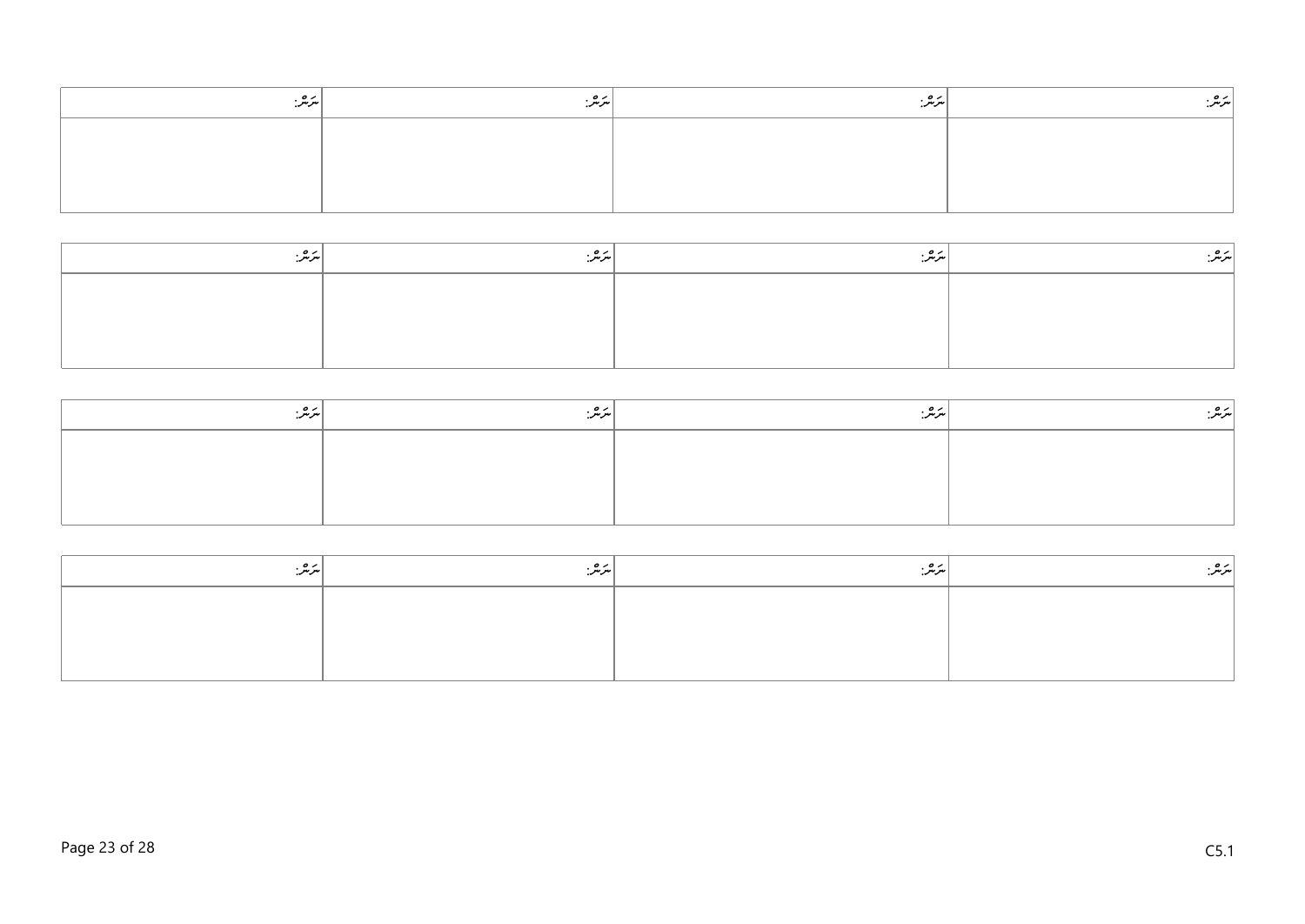| ނަރުދ: | ނަރުދ: | ނަރުދ: | ނަރުދ: |
| --- | --- | --- | --- |
| | | | |

| ނަރުދ: | ނަރުދ: | ނަރުދ: | ނަރުދ: |
| --- | --- | --- | --- |
| | | | |

| ނަރުދ: | ނަރުދ: | ނަރުދ: | ނަރުދ: |
| --- | --- | --- | --- |
| | | | |

| ނަރުދ: | ނަރުދ: | ނަރުދ: | ނަރުދ: |
| --- | --- | --- | --- |
| | | | |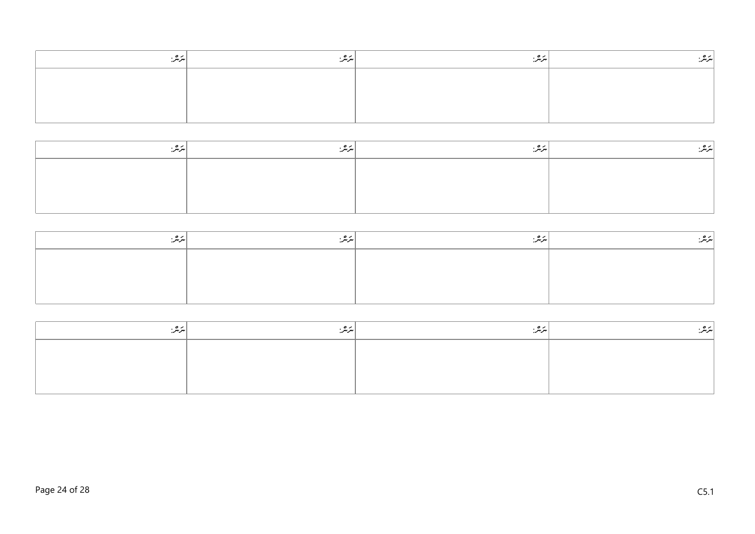| ނަންބަރު: | ނަންބަރު: | ނަންބަރު: | ނަންބަރު: |
| --- | --- | --- | --- |
| | | | |

| ނަންބަރު: | ނަންބަރު: | ނަންބަރު: | ނަންބަރު: |
| --- | --- | --- | --- |
| | | | |

| ނަންބަރު: | ނަންބަރު: | ނަންބަރު: | ނަންބަރު: |
| --- | --- | --- | --- |
| | | | |

| ނަންބަރު: | ނަންބަރު: | ނަންބަރު: | ނަންބަރު: |
| --- | --- | --- | --- |
| | | | |

C5.1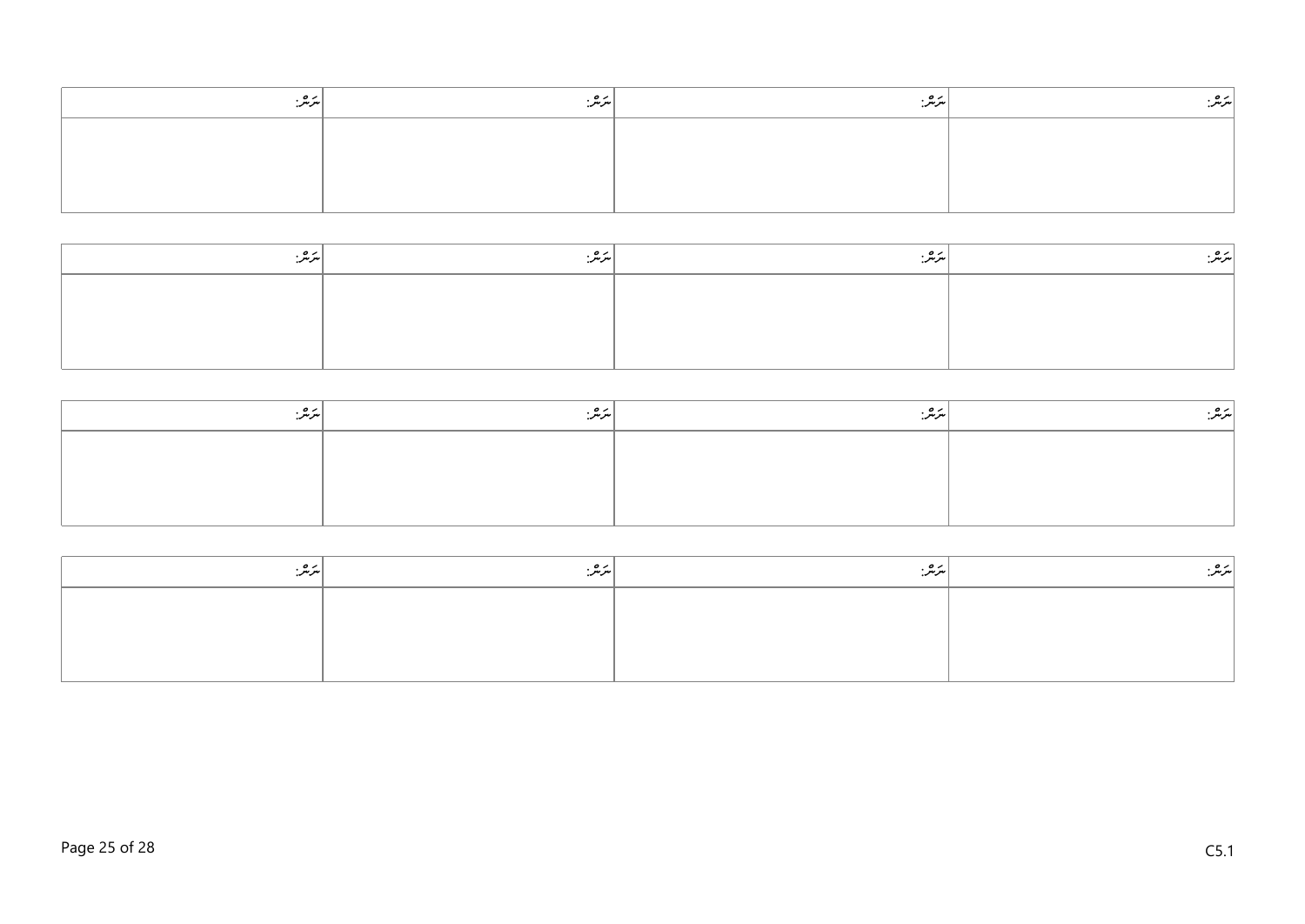| ނަންބަރު: | ނަންބަރު: | ނަންބަރު: | ނަންބަރު: |
|---|---|---|---|
| | | | |

| ނަންބަރު: | ނަންބަރު: | ނަންބަރު: | ނަންބަރު: |
|---|---|---|---|
| | | | |

| ނަންބަރު: | ނަންބަރު: | ނަންބަރު: | ނަންބަރު: |
|---|---|---|---|
| | | | |

| ނަންބަރު: | ނަންބަރު: | ނަންބަރު: | ނަންބަރު: |
|---|---|---|---|
| | | | |

C5.1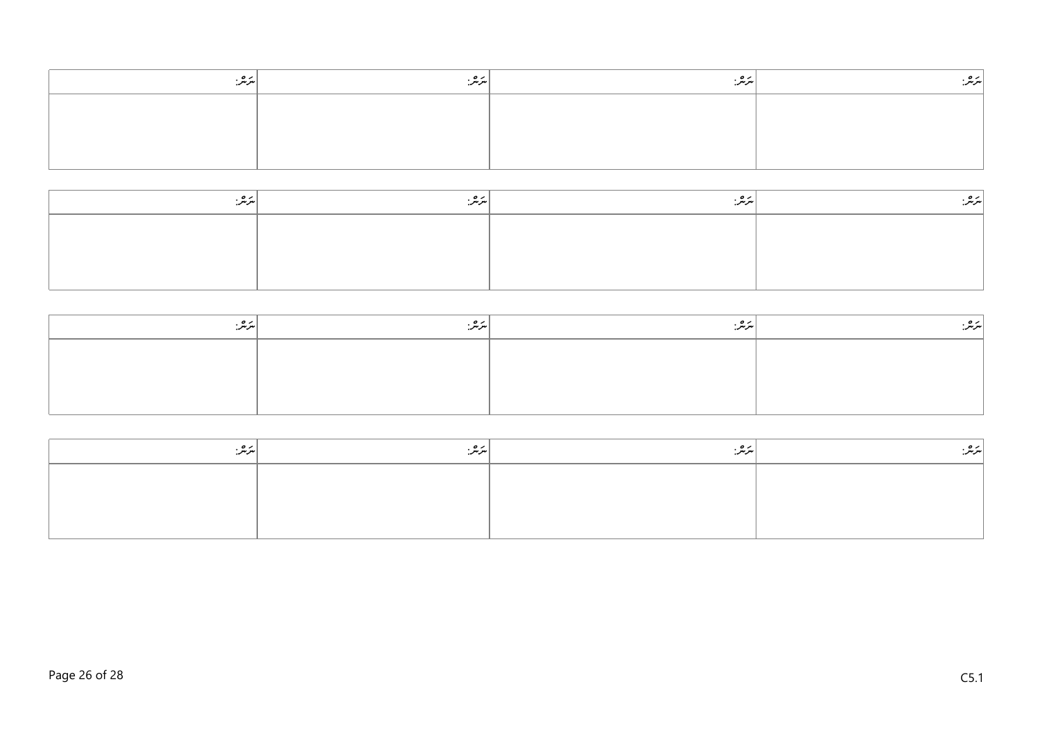| ނަރުތި: | ނަރުތި: | ނަރުތި: | ނަރުތި: |
|---|---|---|---|
| | | | |

| ނަރުތި: | ނަރުތި: | ނަރުތި: | ނަރުތި: |
|---|---|---|---|
| | | | |

| ނަރުތި: | ނަރުތި: | ނަރުތި: | ނަރުތި: |
|---|---|---|---|
| | | | |

| ނަރުތި: | ނަރުތި: | ނަރުތި: | ނަރުތި: |
|---|---|---|---|
| | | | |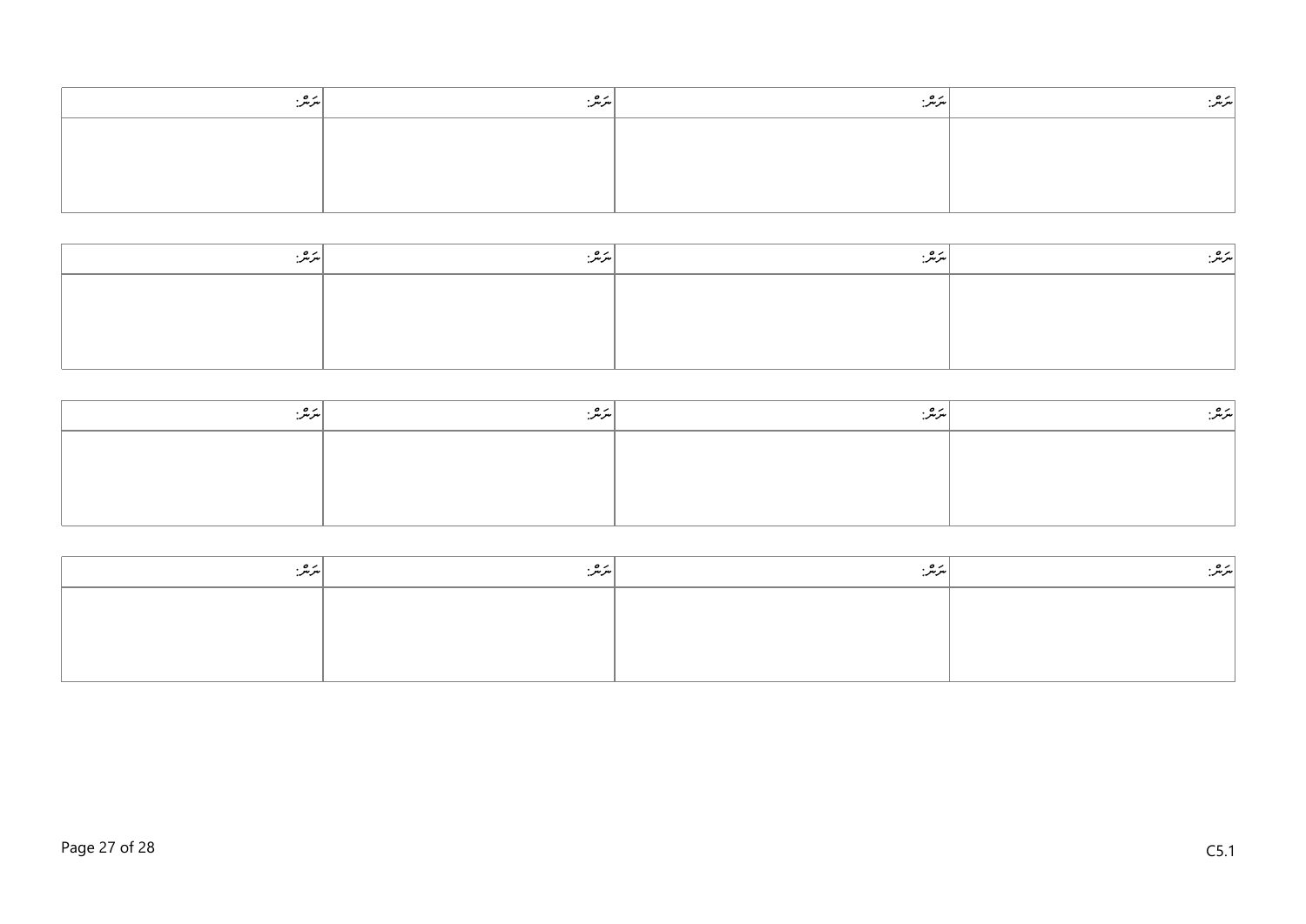| ނަރުދ: | ނަރުދ: | ނަރުދ: | ނަރުދ: |
| --- | --- | --- | --- |
| | | | |

| ނަރުދ: | ނަރުދ: | ނަރުދ: | ނަރުދ: |
| --- | --- | --- | --- |
| | | | |

| ނަރުދ: | ނަރުދ: | ނަރުދ: | ނަރުދ: |
| --- | --- | --- | --- |
| | | | |

| ނަރުދ: | ނަރުދ: | ނަރުދ: | ނަރުދ: |
| --- | --- | --- | --- |
| | | | |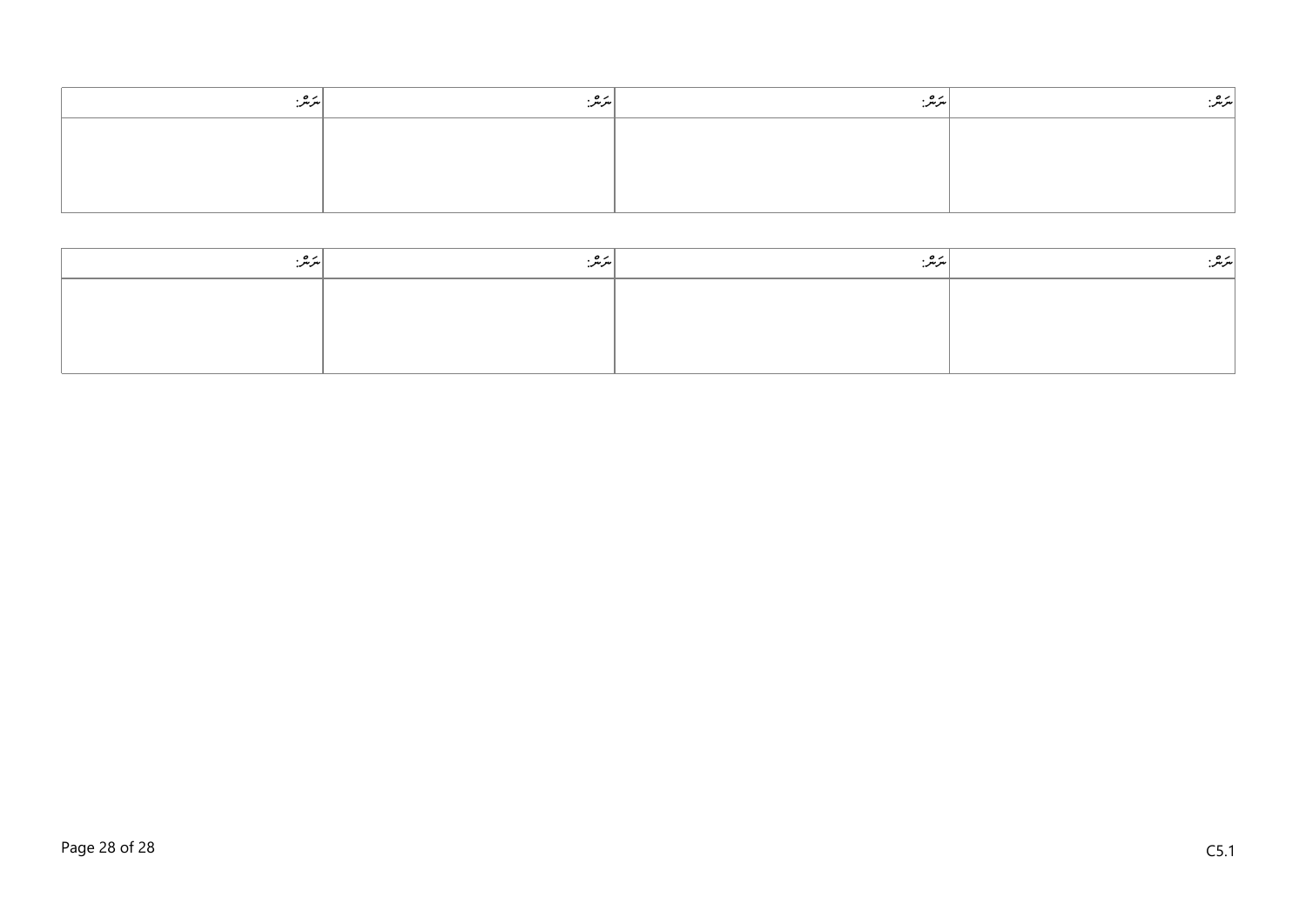| ނަރަދ: | ނަރަދ: | ނަރަދ: | ނަރަދ: |
| --- | --- | --- | --- |
| | | | |

| ނަރަދ: | ނަރަދ: | ނަރަދ: | ނަރަދ: |
| --- | --- | --- | --- |
| | | | |